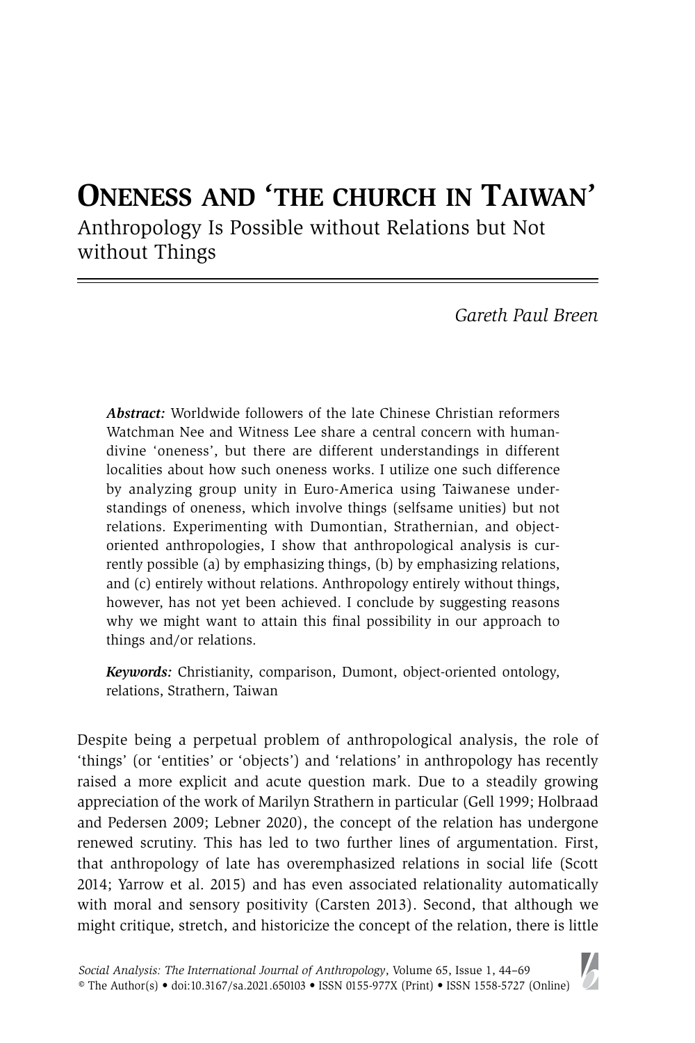# Oneness and 'the church in Taiwan'

Anthropology Is Possible without Relations but Not without Things

*Gareth Paul Breen*

***Abstract:*** Worldwide followers of the late Chinese Christian reformers Watchman Nee and Witness Lee share a central concern with human-divine 'oneness', but there are different understandings in different localities about how such oneness works. I utilize one such difference by analyzing group unity in Euro-America using Taiwanese understandings of oneness, which involve things (selfsame unities) but not relations. Experimenting with Dumontian, Strathernian, and object-oriented anthropologies, I show that anthropological analysis is currently possible (a) by emphasizing things, (b) by emphasizing relations, and (c) entirely without relations. Anthropology entirely without things, however, has not yet been achieved. I conclude by suggesting reasons why we might want to attain this final possibility in our approach to things and/or relations.

***Keywords:*** Christianity, comparison, Dumont, object-oriented ontology, relations, Strathern, Taiwan

Despite being a perpetual problem of anthropological analysis, the role of 'things' (or 'entities' or 'objects') and 'relations' in anthropology has recently raised a more explicit and acute question mark. Due to a steadily growing appreciation of the work of Marilyn Strathern in particular (Gell 1999; Holbraad and Pedersen 2009; Lebner 2020), the concept of the relation has undergone renewed scrutiny. This has led to two further lines of argumentation. First, that anthropology of late has overemphasized relations in social life (Scott 2014; Yarrow et al. 2015) and has even associated relationality automatically with moral and sensory positivity (Carsten 2013). Second, that although we might critique, stretch, and historicize the concept of the relation, there is little

*Social Analysis: The International Journal of Anthropology*, Volume 65, Issue 1, 44–69
© The Author(s) • doi:10.3167/sa.2021.650103 • ISSN 0155-977X (Print) • ISSN 1558-5727 (Online)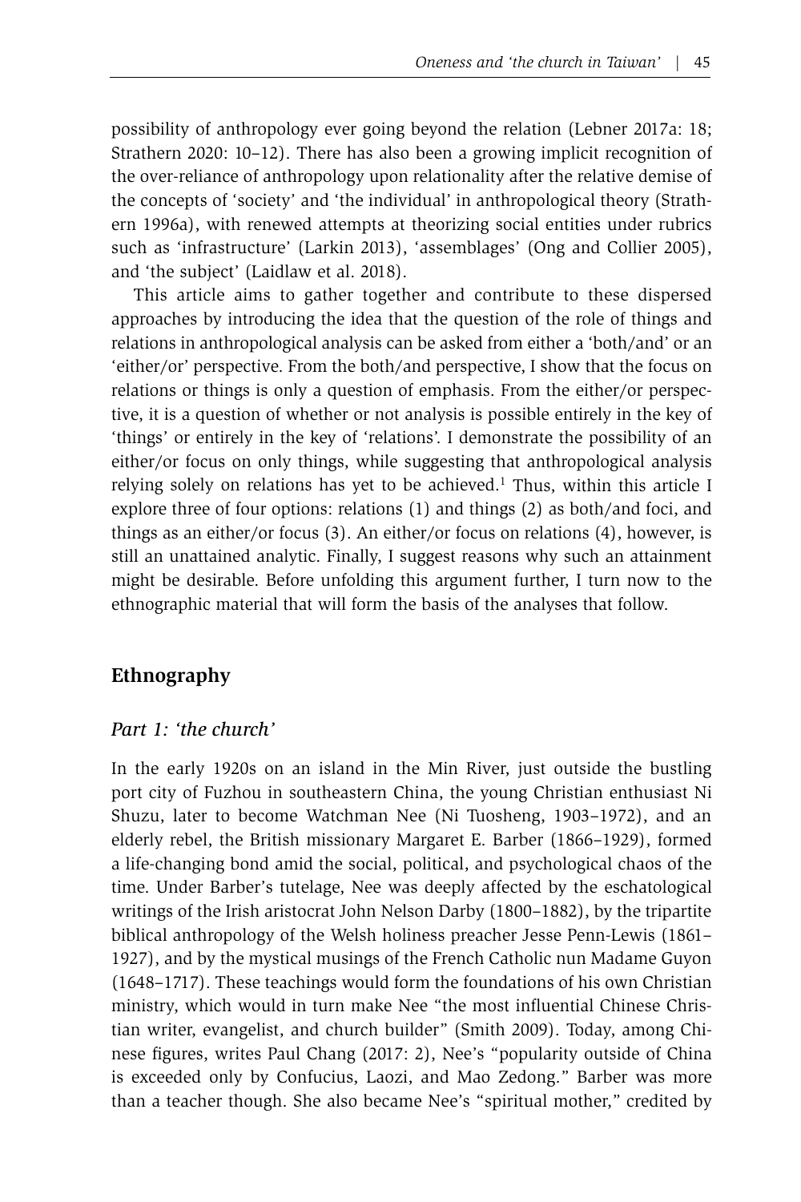possibility of anthropology ever going beyond the relation (Lebner 2017a: 18; Strathern 2020: 10–12). There has also been a growing implicit recognition of the over-reliance of anthropology upon relationality after the relative demise of the concepts of 'society' and 'the individual' in anthropological theory (Strathern 1996a), with renewed attempts at theorizing social entities under rubrics such as 'infrastructure' (Larkin 2013), 'assemblages' (Ong and Collier 2005), and 'the subject' (Laidlaw et al. 2018).

This article aims to gather together and contribute to these dispersed approaches by introducing the idea that the question of the role of things and relations in anthropological analysis can be asked from either a 'both/and' or an 'either/or' perspective. From the both/and perspective, I show that the focus on relations or things is only a question of emphasis. From the either/or perspective, it is a question of whether or not analysis is possible entirely in the key of 'things' or entirely in the key of 'relations'. I demonstrate the possibility of an either/or focus on only things, while suggesting that anthropological analysis relying solely on relations has yet to be achieved.[1] Thus, within this article I explore three of four options: relations (1) and things (2) as both/and foci, and things as an either/or focus (3). An either/or focus on relations (4), however, is still an unattained analytic. Finally, I suggest reasons why such an attainment might be desirable. Before unfolding this argument further, I turn now to the ethnographic material that will form the basis of the analyses that follow.

## Ethnography

### *Part 1: 'the church'*

In the early 1920s on an island in the Min River, just outside the bustling port city of Fuzhou in southeastern China, the young Christian enthusiast Ni Shuzu, later to become Watchman Nee (Ni Tuosheng, 1903–1972), and an elderly rebel, the British missionary Margaret E. Barber (1866–1929), formed a life-changing bond amid the social, political, and psychological chaos of the time. Under Barber's tutelage, Nee was deeply affected by the eschatological writings of the Irish aristocrat John Nelson Darby (1800–1882), by the tripartite biblical anthropology of the Welsh holiness preacher Jesse Penn-Lewis (1861–1927), and by the mystical musings of the French Catholic nun Madame Guyon (1648–1717). These teachings would form the foundations of his own Christian ministry, which would in turn make Nee "the most influential Chinese Christian writer, evangelist, and church builder" (Smith 2009). Today, among Chinese figures, writes Paul Chang (2017: 2), Nee's "popularity outside of China is exceeded only by Confucius, Laozi, and Mao Zedong." Barber was more than a teacher though. She also became Nee's "spiritual mother," credited by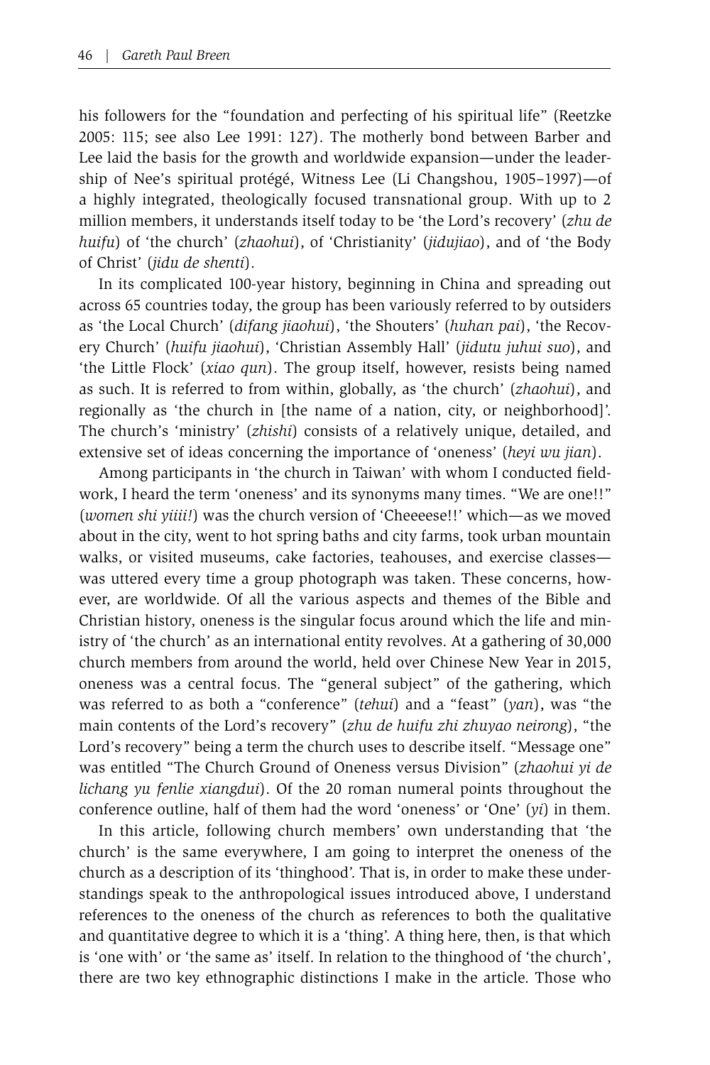his followers for the "foundation and perfecting of his spiritual life" (Reetzke 2005: 115; see also Lee 1991: 127). The motherly bond between Barber and Lee laid the basis for the growth and worldwide expansion—under the leadership of Nee's spiritual protégé, Witness Lee (Li Changshou, 1905–1997)—of a highly integrated, theologically focused transnational group. With up to 2 million members, it understands itself today to be 'the Lord's recovery' (*zhu de huifu*) of 'the church' (*zhaohui*), of 'Christianity' (*jidujiao*), and of 'the Body of Christ' (*jidu de shenti*).

In its complicated 100-year history, beginning in China and spreading out across 65 countries today, the group has been variously referred to by outsiders as 'the Local Church' (*difang jiaohui*), 'the Shouters' (*huhan pai*), 'the Recovery Church' (*huifu jiaohui*), 'Christian Assembly Hall' (*jidutu juhui suo*), and 'the Little Flock' (*xiao qun*). The group itself, however, resists being named as such. It is referred to from within, globally, as 'the church' (*zhaohui*), and regionally as 'the church in [the name of a nation, city, or neighborhood]'. The church's 'ministry' (*zhishi*) consists of a relatively unique, detailed, and extensive set of ideas concerning the importance of 'oneness' (*heyi wu jian*).

Among participants in 'the church in Taiwan' with whom I conducted fieldwork, I heard the term 'oneness' and its synonyms many times. "We are one!!" (*women shi yiiii!*) was the church version of 'Cheeeese!!' which—as we moved about in the city, went to hot spring baths and city farms, took urban mountain walks, or visited museums, cake factories, teahouses, and exercise classes—was uttered every time a group photograph was taken. These concerns, however, are worldwide. Of all the various aspects and themes of the Bible and Christian history, oneness is the singular focus around which the life and ministry of 'the church' as an international entity revolves. At a gathering of 30,000 church members from around the world, held over Chinese New Year in 2015, oneness was a central focus. The "general subject" of the gathering, which was referred to as both a "conference" (*tehui*) and a "feast" (*yan*), was "the main contents of the Lord's recovery" (*zhu de huifu zhi zhuyao neirong*), "the Lord's recovery" being a term the church uses to describe itself. "Message one" was entitled "The Church Ground of Oneness versus Division" (*zhaohui yi de lichang yu fenlie xiangdui*). Of the 20 roman numeral points throughout the conference outline, half of them had the word 'oneness' or 'One' (*yi*) in them.

In this article, following church members' own understanding that 'the church' is the same everywhere, I am going to interpret the oneness of the church as a description of its 'thinghood'. That is, in order to make these understandings speak to the anthropological issues introduced above, I understand references to the oneness of the church as references to both the qualitative and quantitative degree to which it is a 'thing'. A thing here, then, is that which is 'one with' or 'the same as' itself. In relation to the thinghood of 'the church', there are two key ethnographic distinctions I make in the article. Those who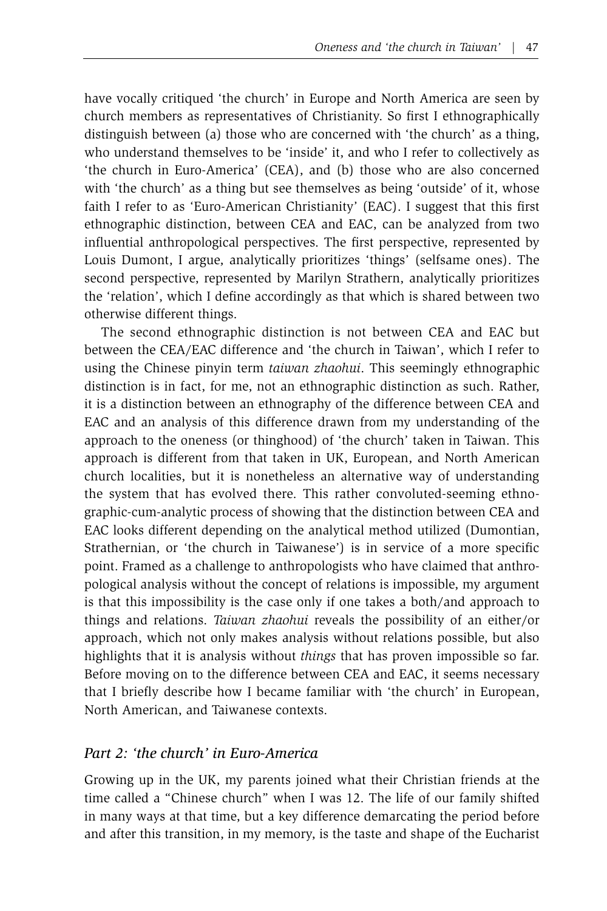have vocally critiqued 'the church' in Europe and North America are seen by church members as representatives of Christianity. So first I ethnographically distinguish between (a) those who are concerned with 'the church' as a thing, who understand themselves to be 'inside' it, and who I refer to collectively as 'the church in Euro-America' (CEA), and (b) those who are also concerned with 'the church' as a thing but see themselves as being 'outside' of it, whose faith I refer to as 'Euro-American Christianity' (EAC). I suggest that this first ethnographic distinction, between CEA and EAC, can be analyzed from two influential anthropological perspectives. The first perspective, represented by Louis Dumont, I argue, analytically prioritizes 'things' (selfsame ones). The second perspective, represented by Marilyn Strathern, analytically prioritizes the 'relation', which I define accordingly as that which is shared between two otherwise different things.

The second ethnographic distinction is not between CEA and EAC but between the CEA/EAC difference and 'the church in Taiwan', which I refer to using the Chinese pinyin term *taiwan zhaohui*. This seemingly ethnographic distinction is in fact, for me, not an ethnographic distinction as such. Rather, it is a distinction between an ethnography of the difference between CEA and EAC and an analysis of this difference drawn from my understanding of the approach to the oneness (or thinghood) of 'the church' taken in Taiwan. This approach is different from that taken in UK, European, and North American church localities, but it is nonetheless an alternative way of understanding the system that has evolved there. This rather convoluted-seeming ethnographic-cum-analytic process of showing that the distinction between CEA and EAC looks different depending on the analytical method utilized (Dumontian, Strathernian, or 'the church in Taiwanese') is in service of a more specific point. Framed as a challenge to anthropologists who have claimed that anthropological analysis without the concept of relations is impossible, my argument is that this impossibility is the case only if one takes a both/and approach to things and relations. *Taiwan zhaohui* reveals the possibility of an either/or approach, which not only makes analysis without relations possible, but also highlights that it is analysis without *things* that has proven impossible so far. Before moving on to the difference between CEA and EAC, it seems necessary that I briefly describe how I became familiar with 'the church' in European, North American, and Taiwanese contexts.

## *Part 2: 'the church' in Euro-America*

Growing up in the UK, my parents joined what their Christian friends at the time called a "Chinese church" when I was 12. The life of our family shifted in many ways at that time, but a key difference demarcating the period before and after this transition, in my memory, is the taste and shape of the Eucharist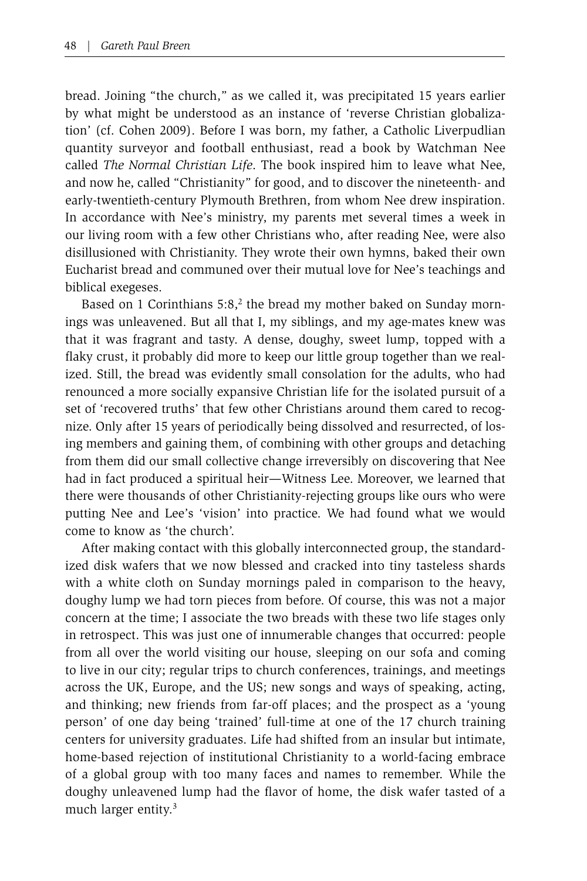bread. Joining "the church," as we called it, was precipitated 15 years earlier by what might be understood as an instance of 'reverse Christian globalization' (cf. Cohen 2009). Before I was born, my father, a Catholic Liverpudlian quantity surveyor and football enthusiast, read a book by Watchman Nee called *The Normal Christian Life*. The book inspired him to leave what Nee, and now he, called "Christianity" for good, and to discover the nineteenth- and early-twentieth-century Plymouth Brethren, from whom Nee drew inspiration. In accordance with Nee's ministry, my parents met several times a week in our living room with a few other Christians who, after reading Nee, were also disillusioned with Christianity. They wrote their own hymns, baked their own Eucharist bread and communed over their mutual love for Nee's teachings and biblical exegeses.

Based on 1 Corinthians 5:8,[2] the bread my mother baked on Sunday mornings was unleavened. But all that I, my siblings, and my age-mates knew was that it was fragrant and tasty. A dense, doughy, sweet lump, topped with a flaky crust, it probably did more to keep our little group together than we realized. Still, the bread was evidently small consolation for the adults, who had renounced a more socially expansive Christian life for the isolated pursuit of a set of 'recovered truths' that few other Christians around them cared to recognize. Only after 15 years of periodically being dissolved and resurrected, of losing members and gaining them, of combining with other groups and detaching from them did our small collective change irreversibly on discovering that Nee had in fact produced a spiritual heir—Witness Lee. Moreover, we learned that there were thousands of other Christianity-rejecting groups like ours who were putting Nee and Lee's 'vision' into practice. We had found what we would come to know as 'the church'.

After making contact with this globally interconnected group, the standardized disk wafers that we now blessed and cracked into tiny tasteless shards with a white cloth on Sunday mornings paled in comparison to the heavy, doughy lump we had torn pieces from before. Of course, this was not a major concern at the time; I associate the two breads with these two life stages only in retrospect. This was just one of innumerable changes that occurred: people from all over the world visiting our house, sleeping on our sofa and coming to live in our city; regular trips to church conferences, trainings, and meetings across the UK, Europe, and the US; new songs and ways of speaking, acting, and thinking; new friends from far-off places; and the prospect as a 'young person' of one day being 'trained' full-time at one of the 17 church training centers for university graduates. Life had shifted from an insular but intimate, home-based rejection of institutional Christianity to a world-facing embrace of a global group with too many faces and names to remember. While the doughy unleavened lump had the flavor of home, the disk wafer tasted of a much larger entity.[3]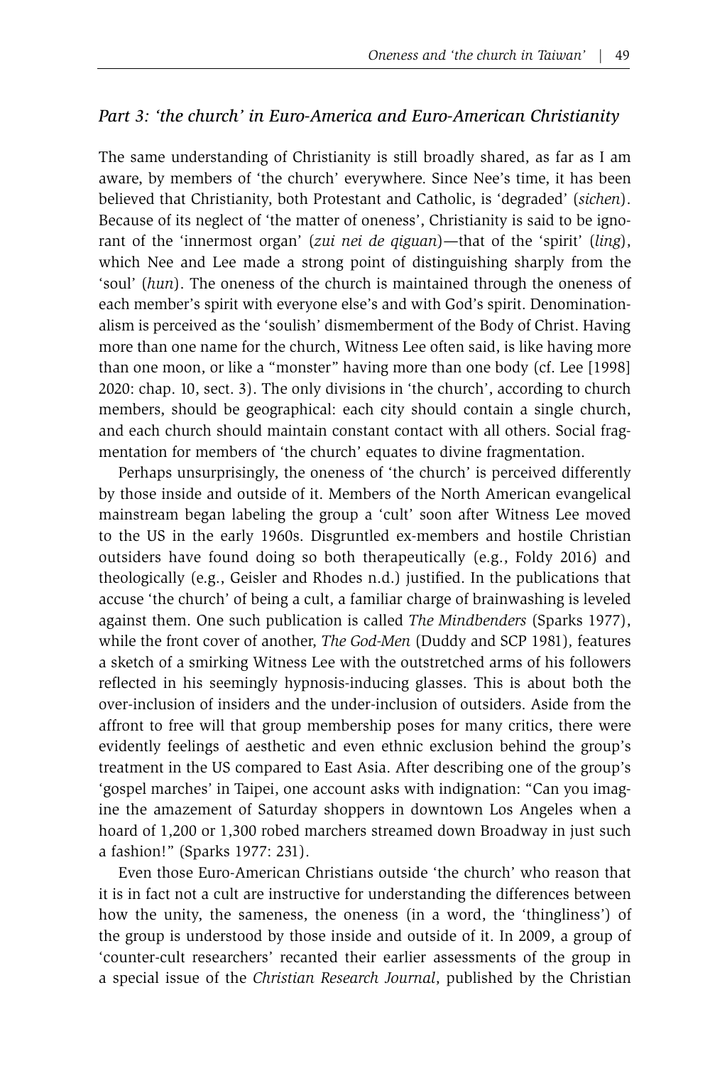## *Part 3: 'the church' in Euro-America and Euro-American Christianity*

The same understanding of Christianity is still broadly shared, as far as I am aware, by members of 'the church' everywhere. Since Nee's time, it has been believed that Christianity, both Protestant and Catholic, is 'degraded' (*sichen*). Because of its neglect of 'the matter of oneness', Christianity is said to be ignorant of the 'innermost organ' (*zui nei de qiguan*)—that of the 'spirit' (*ling*), which Nee and Lee made a strong point of distinguishing sharply from the 'soul' (*hun*). The oneness of the church is maintained through the oneness of each member's spirit with everyone else's and with God's spirit. Denominationalism is perceived as the 'soulish' dismemberment of the Body of Christ. Having more than one name for the church, Witness Lee often said, is like having more than one moon, or like a "monster" having more than one body (cf. Lee [1998] 2020: chap. 10, sect. 3). The only divisions in 'the church', according to church members, should be geographical: each city should contain a single church, and each church should maintain constant contact with all others. Social fragmentation for members of 'the church' equates to divine fragmentation.

Perhaps unsurprisingly, the oneness of 'the church' is perceived differently by those inside and outside of it. Members of the North American evangelical mainstream began labeling the group a 'cult' soon after Witness Lee moved to the US in the early 1960s. Disgruntled ex-members and hostile Christian outsiders have found doing so both therapeutically (e.g., Foldy 2016) and theologically (e.g., Geisler and Rhodes n.d.) justified. In the publications that accuse 'the church' of being a cult, a familiar charge of brainwashing is leveled against them. One such publication is called *The Mindbenders* (Sparks 1977), while the front cover of another, *The God-Men* (Duddy and SCP 1981), features a sketch of a smirking Witness Lee with the outstretched arms of his followers reflected in his seemingly hypnosis-inducing glasses. This is about both the over-inclusion of insiders and the under-inclusion of outsiders. Aside from the affront to free will that group membership poses for many critics, there were evidently feelings of aesthetic and even ethnic exclusion behind the group's treatment in the US compared to East Asia. After describing one of the group's 'gospel marches' in Taipei, one account asks with indignation: "Can you imagine the amazement of Saturday shoppers in downtown Los Angeles when a hoard of 1,200 or 1,300 robed marchers streamed down Broadway in just such a fashion!" (Sparks 1977: 231).

Even those Euro-American Christians outside 'the church' who reason that it is in fact not a cult are instructive for understanding the differences between how the unity, the sameness, the oneness (in a word, the 'thingliness') of the group is understood by those inside and outside of it. In 2009, a group of 'counter-cult researchers' recanted their earlier assessments of the group in a special issue of the *Christian Research Journal*, published by the Christian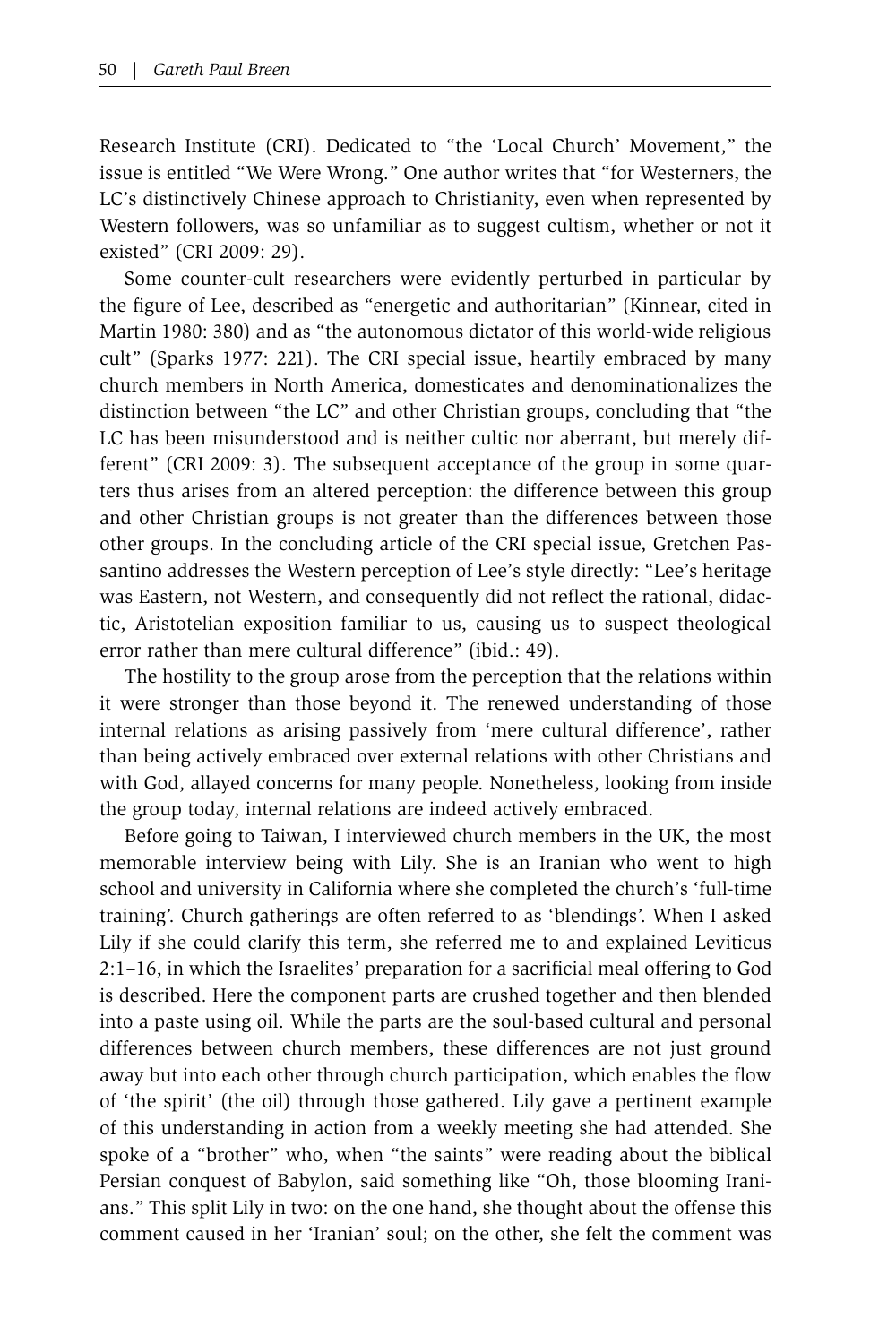Research Institute (CRI). Dedicated to "the 'Local Church' Movement," the issue is entitled "We Were Wrong." One author writes that "for Westerners, the LC's distinctively Chinese approach to Christianity, even when represented by Western followers, was so unfamiliar as to suggest cultism, whether or not it existed" (CRI 2009: 29).

Some counter-cult researchers were evidently perturbed in particular by the figure of Lee, described as "energetic and authoritarian" (Kinnear, cited in Martin 1980: 380) and as "the autonomous dictator of this world-wide religious cult" (Sparks 1977: 221). The CRI special issue, heartily embraced by many church members in North America, domesticates and denominationalizes the distinction between "the LC" and other Christian groups, concluding that "the LC has been misunderstood and is neither cultic nor aberrant, but merely different" (CRI 2009: 3). The subsequent acceptance of the group in some quarters thus arises from an altered perception: the difference between this group and other Christian groups is not greater than the differences between those other groups. In the concluding article of the CRI special issue, Gretchen Passantino addresses the Western perception of Lee's style directly: "Lee's heritage was Eastern, not Western, and consequently did not reflect the rational, didactic, Aristotelian exposition familiar to us, causing us to suspect theological error rather than mere cultural difference" (ibid.: 49).

The hostility to the group arose from the perception that the relations within it were stronger than those beyond it. The renewed understanding of those internal relations as arising passively from 'mere cultural difference', rather than being actively embraced over external relations with other Christians and with God, allayed concerns for many people. Nonetheless, looking from inside the group today, internal relations are indeed actively embraced.

Before going to Taiwan, I interviewed church members in the UK, the most memorable interview being with Lily. She is an Iranian who went to high school and university in California where she completed the church's 'full-time training'. Church gatherings are often referred to as 'blendings'. When I asked Lily if she could clarify this term, she referred me to and explained Leviticus 2:1–16, in which the Israelites' preparation for a sacrificial meal offering to God is described. Here the component parts are crushed together and then blended into a paste using oil. While the parts are the soul-based cultural and personal differences between church members, these differences are not just ground away but into each other through church participation, which enables the flow of 'the spirit' (the oil) through those gathered. Lily gave a pertinent example of this understanding in action from a weekly meeting she had attended. She spoke of a "brother" who, when "the saints" were reading about the biblical Persian conquest of Babylon, said something like "Oh, those blooming Iranians." This split Lily in two: on the one hand, she thought about the offense this comment caused in her 'Iranian' soul; on the other, she felt the comment was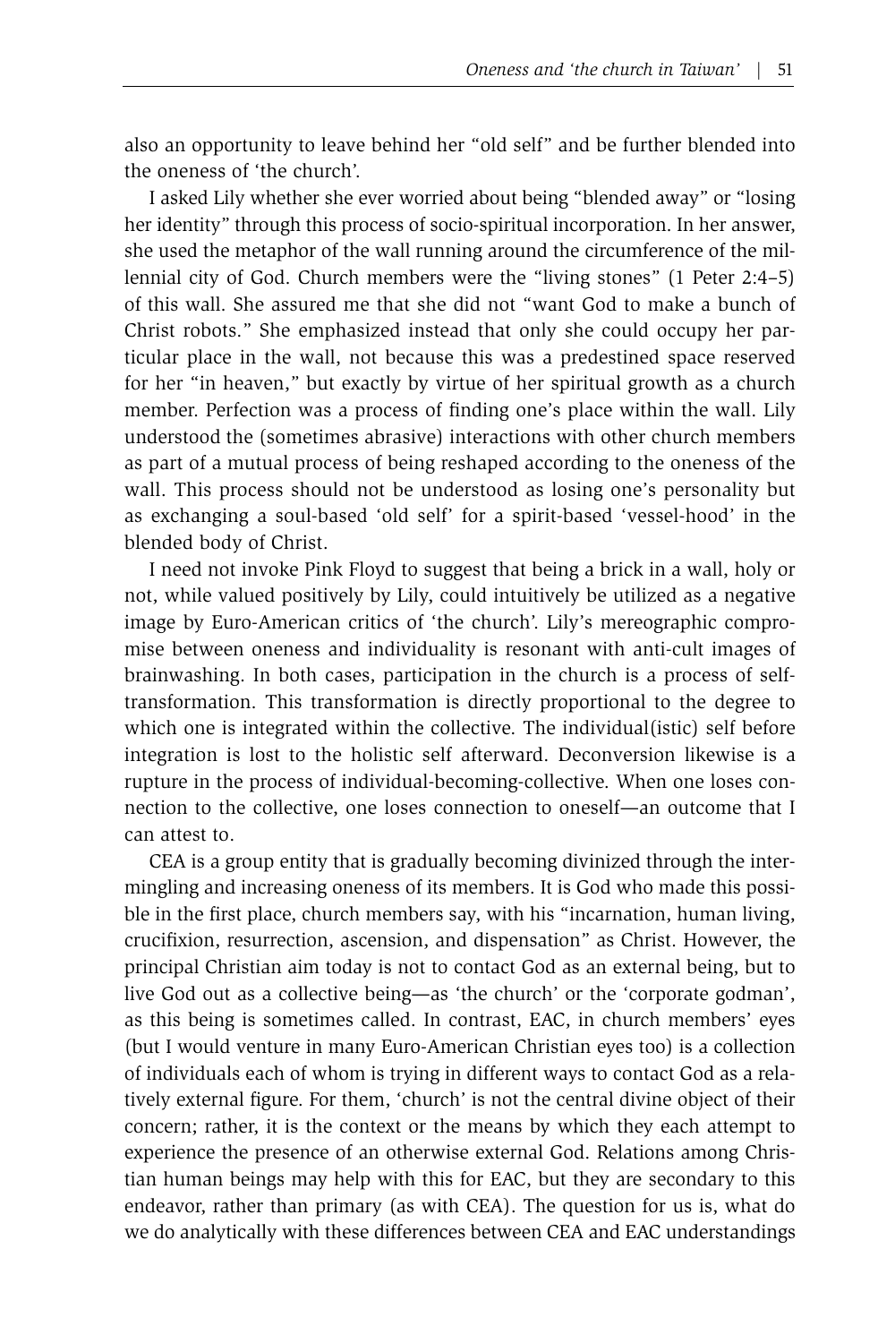also an opportunity to leave behind her "old self" and be further blended into the oneness of 'the church'.

I asked Lily whether she ever worried about being "blended away" or "losing her identity" through this process of socio-spiritual incorporation. In her answer, she used the metaphor of the wall running around the circumference of the millennial city of God. Church members were the "living stones" (1 Peter 2:4–5) of this wall. She assured me that she did not "want God to make a bunch of Christ robots." She emphasized instead that only she could occupy her particular place in the wall, not because this was a predestined space reserved for her "in heaven," but exactly by virtue of her spiritual growth as a church member. Perfection was a process of finding one's place within the wall. Lily understood the (sometimes abrasive) interactions with other church members as part of a mutual process of being reshaped according to the oneness of the wall. This process should not be understood as losing one's personality but as exchanging a soul-based 'old self' for a spirit-based 'vessel-hood' in the blended body of Christ.

I need not invoke Pink Floyd to suggest that being a brick in a wall, holy or not, while valued positively by Lily, could intuitively be utilized as a negative image by Euro-American critics of 'the church'. Lily's mereographic compromise between oneness and individuality is resonant with anti-cult images of brainwashing. In both cases, participation in the church is a process of self-transformation. This transformation is directly proportional to the degree to which one is integrated within the collective. The individual(istic) self before integration is lost to the holistic self afterward. Deconversion likewise is a rupture in the process of individual-becoming-collective. When one loses connection to the collective, one loses connection to oneself—an outcome that I can attest to.

CEA is a group entity that is gradually becoming divinized through the intermingling and increasing oneness of its members. It is God who made this possible in the first place, church members say, with his "incarnation, human living, crucifixion, resurrection, ascension, and dispensation" as Christ. However, the principal Christian aim today is not to contact God as an external being, but to live God out as a collective being—as 'the church' or the 'corporate godman', as this being is sometimes called. In contrast, EAC, in church members' eyes (but I would venture in many Euro-American Christian eyes too) is a collection of individuals each of whom is trying in different ways to contact God as a relatively external figure. For them, 'church' is not the central divine object of their concern; rather, it is the context or the means by which they each attempt to experience the presence of an otherwise external God. Relations among Christian human beings may help with this for EAC, but they are secondary to this endeavor, rather than primary (as with CEA). The question for us is, what do we do analytically with these differences between CEA and EAC understandings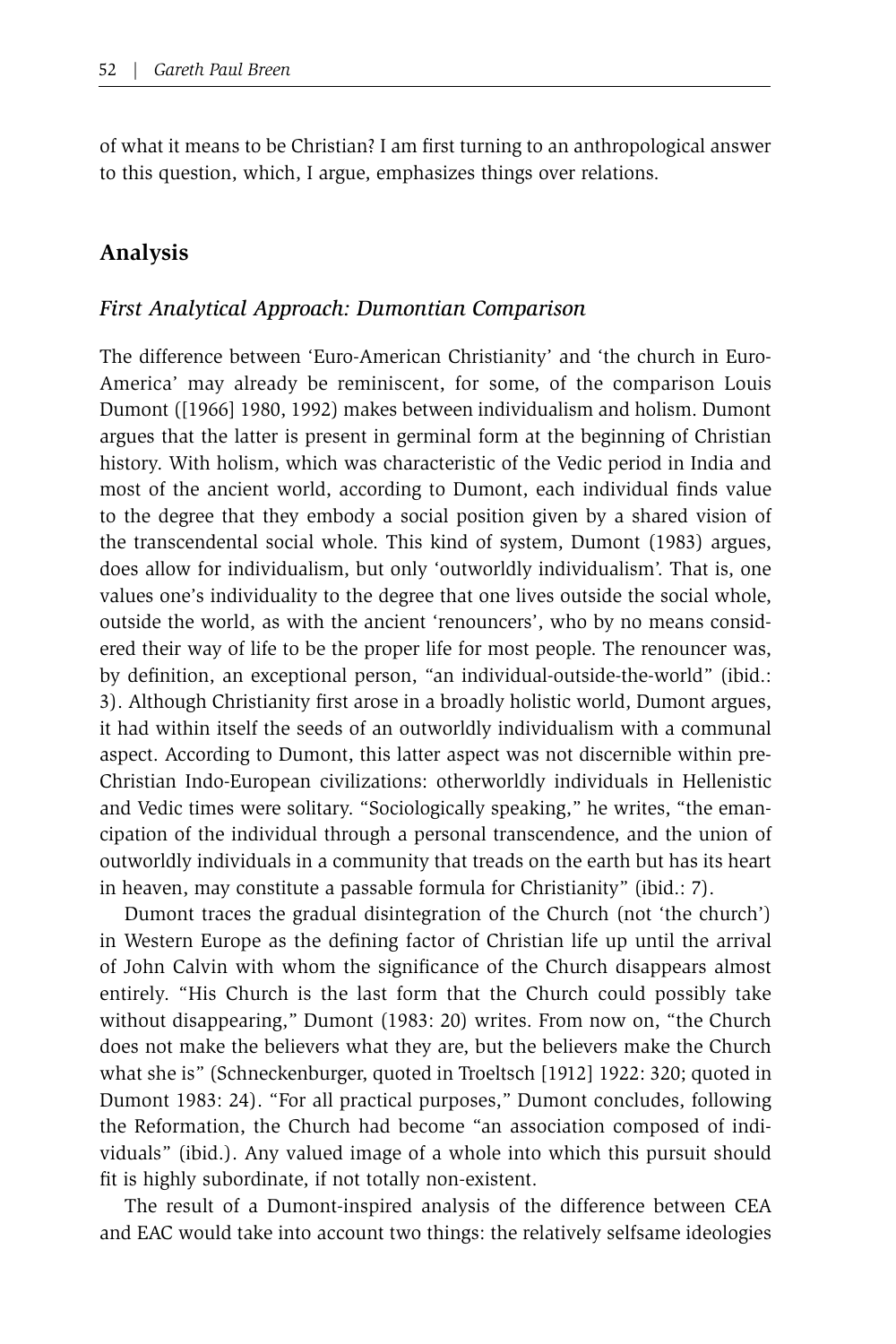of what it means to be Christian? I am first turning to an anthropological answer to this question, which, I argue, emphasizes things over relations.

## Analysis

### *First Analytical Approach: Dumontian Comparison*

The difference between 'Euro-American Christianity' and 'the church in Euro-America' may already be reminiscent, for some, of the comparison Louis Dumont ([1966] 1980, 1992) makes between individualism and holism. Dumont argues that the latter is present in germinal form at the beginning of Christian history. With holism, which was characteristic of the Vedic period in India and most of the ancient world, according to Dumont, each individual finds value to the degree that they embody a social position given by a shared vision of the transcendental social whole. This kind of system, Dumont (1983) argues, does allow for individualism, but only 'outworldly individualism'. That is, one values one's individuality to the degree that one lives outside the social whole, outside the world, as with the ancient 'renouncers', who by no means considered their way of life to be the proper life for most people. The renouncer was, by definition, an exceptional person, "an individual-outside-the-world" (ibid.: 3). Although Christianity first arose in a broadly holistic world, Dumont argues, it had within itself the seeds of an outworldly individualism with a communal aspect. According to Dumont, this latter aspect was not discernible within pre-Christian Indo-European civilizations: otherworldly individuals in Hellenistic and Vedic times were solitary. "Sociologically speaking," he writes, "the emancipation of the individual through a personal transcendence, and the union of outworldly individuals in a community that treads on the earth but has its heart in heaven, may constitute a passable formula for Christianity" (ibid.: 7).

Dumont traces the gradual disintegration of the Church (not 'the church') in Western Europe as the defining factor of Christian life up until the arrival of John Calvin with whom the significance of the Church disappears almost entirely. "His Church is the last form that the Church could possibly take without disappearing," Dumont (1983: 20) writes. From now on, "the Church does not make the believers what they are, but the believers make the Church what she is" (Schneckenburger, quoted in Troeltsch [1912] 1922: 320; quoted in Dumont 1983: 24). "For all practical purposes," Dumont concludes, following the Reformation, the Church had become "an association composed of individuals" (ibid.). Any valued image of a whole into which this pursuit should fit is highly subordinate, if not totally non-existent.

The result of a Dumont-inspired analysis of the difference between CEA and EAC would take into account two things: the relatively selfsame ideologies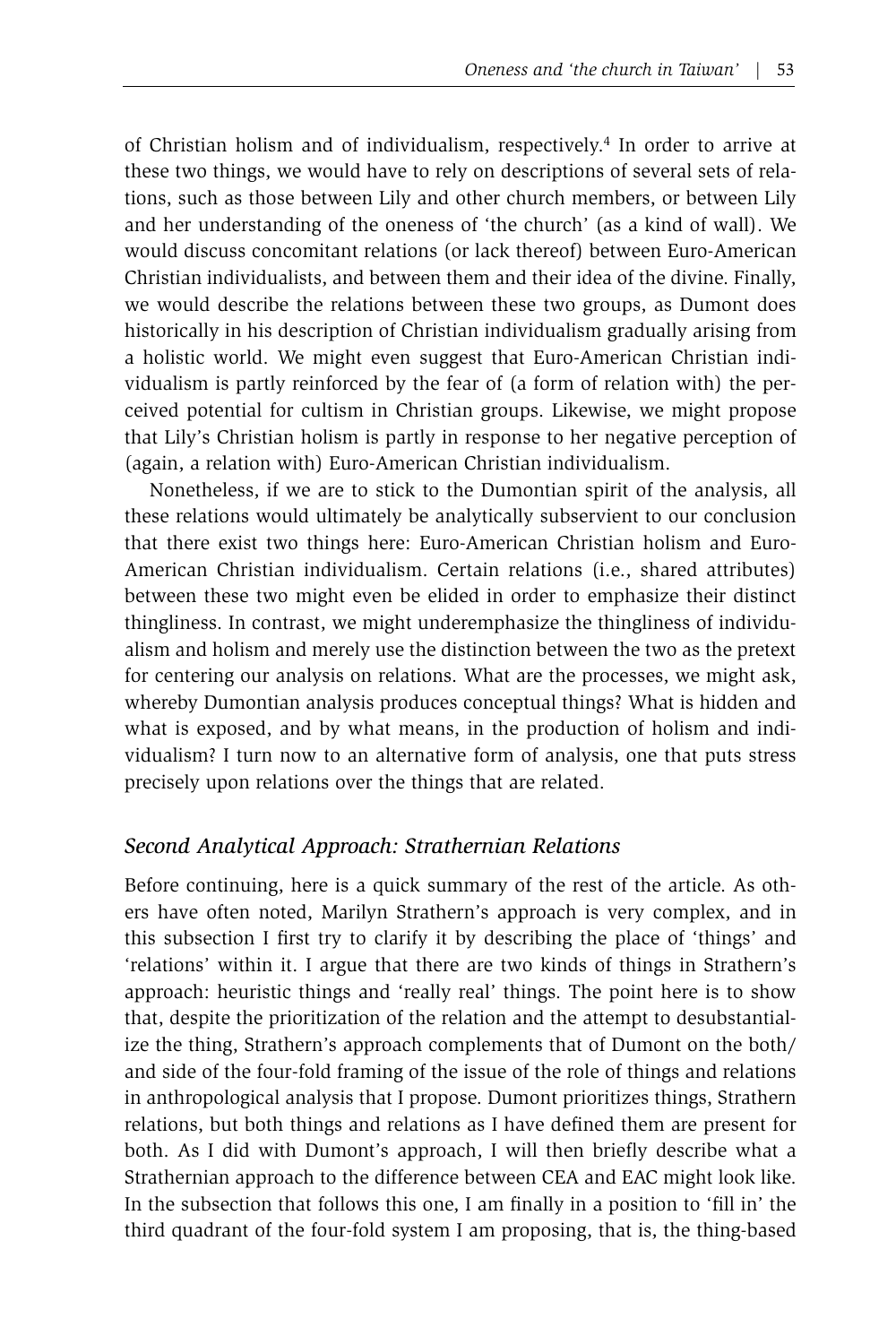of Christian holism and of individualism, respectively.[4] In order to arrive at these two things, we would have to rely on descriptions of several sets of relations, such as those between Lily and other church members, or between Lily and her understanding of the oneness of 'the church' (as a kind of wall). We would discuss concomitant relations (or lack thereof) between Euro-American Christian individualists, and between them and their idea of the divine. Finally, we would describe the relations between these two groups, as Dumont does historically in his description of Christian individualism gradually arising from a holistic world. We might even suggest that Euro-American Christian individualism is partly reinforced by the fear of (a form of relation with) the perceived potential for cultism in Christian groups. Likewise, we might propose that Lily's Christian holism is partly in response to her negative perception of (again, a relation with) Euro-American Christian individualism.

Nonetheless, if we are to stick to the Dumontian spirit of the analysis, all these relations would ultimately be analytically subservient to our conclusion that there exist two things here: Euro-American Christian holism and Euro-American Christian individualism. Certain relations (i.e., shared attributes) between these two might even be elided in order to emphasize their distinct thingliness. In contrast, we might underemphasize the thingliness of individualism and holism and merely use the distinction between the two as the pretext for centering our analysis on relations. What are the processes, we might ask, whereby Dumontian analysis produces conceptual things? What is hidden and what is exposed, and by what means, in the production of holism and individualism? I turn now to an alternative form of analysis, one that puts stress precisely upon relations over the things that are related.

### *Second Analytical Approach: Strathernian Relations*

Before continuing, here is a quick summary of the rest of the article. As others have often noted, Marilyn Strathern's approach is very complex, and in this subsection I first try to clarify it by describing the place of 'things' and 'relations' within it. I argue that there are two kinds of things in Strathern's approach: heuristic things and 'really real' things. The point here is to show that, despite the prioritization of the relation and the attempt to desubstantialize the thing, Strathern's approach complements that of Dumont on the both/and side of the four-fold framing of the issue of the role of things and relations in anthropological analysis that I propose. Dumont prioritizes things, Strathern relations, but both things and relations as I have defined them are present for both. As I did with Dumont's approach, I will then briefly describe what a Strathernian approach to the difference between CEA and EAC might look like. In the subsection that follows this one, I am finally in a position to 'fill in' the third quadrant of the four-fold system I am proposing, that is, the thing-based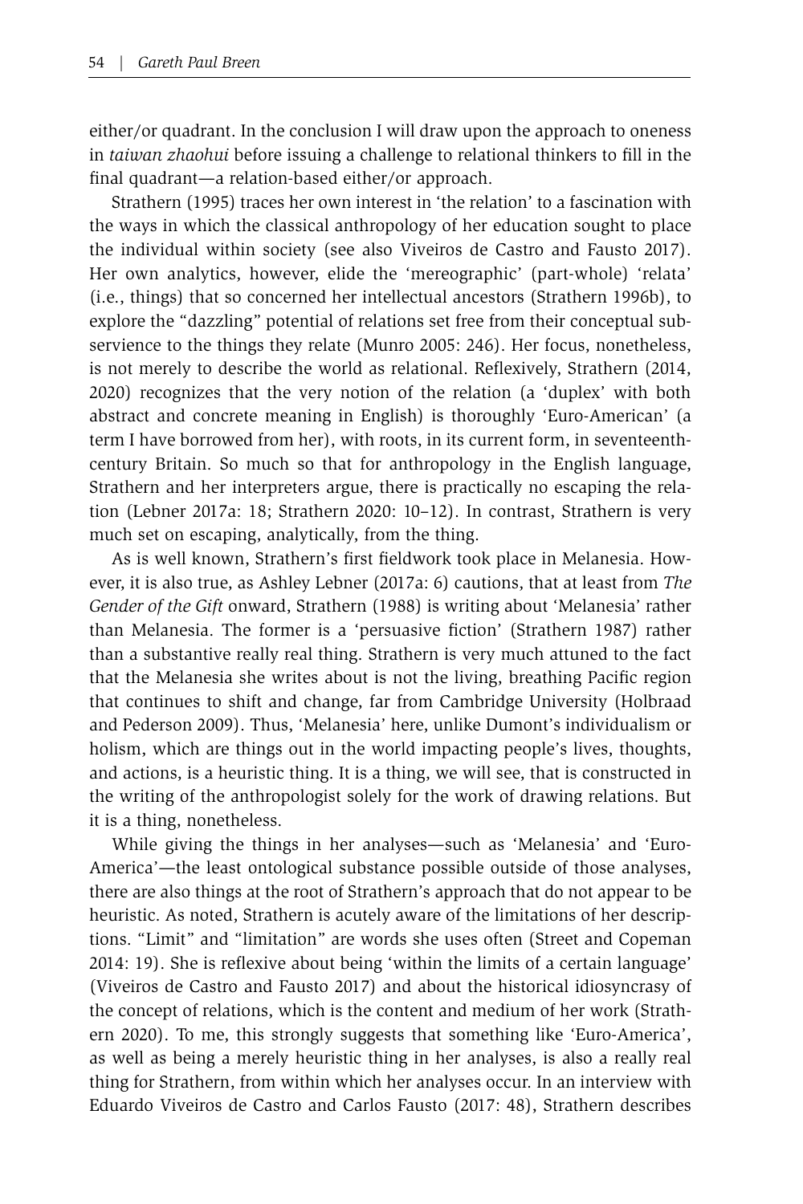either/or quadrant. In the conclusion I will draw upon the approach to oneness in *taiwan zhaohui* before issuing a challenge to relational thinkers to fill in the final quadrant—a relation-based either/or approach.

Strathern (1995) traces her own interest in 'the relation' to a fascination with the ways in which the classical anthropology of her education sought to place the individual within society (see also Viveiros de Castro and Fausto 2017). Her own analytics, however, elide the 'mereographic' (part-whole) 'relata' (i.e., things) that so concerned her intellectual ancestors (Strathern 1996b), to explore the "dazzling" potential of relations set free from their conceptual subservience to the things they relate (Munro 2005: 246). Her focus, nonetheless, is not merely to describe the world as relational. Reflexively, Strathern (2014, 2020) recognizes that the very notion of the relation (a 'duplex' with both abstract and concrete meaning in English) is thoroughly 'Euro-American' (a term I have borrowed from her), with roots, in its current form, in seventeenth-century Britain. So much so that for anthropology in the English language, Strathern and her interpreters argue, there is practically no escaping the relation (Lebner 2017a: 18; Strathern 2020: 10–12). In contrast, Strathern is very much set on escaping, analytically, from the thing.

As is well known, Strathern's first fieldwork took place in Melanesia. However, it is also true, as Ashley Lebner (2017a: 6) cautions, that at least from *The Gender of the Gift* onward, Strathern (1988) is writing about 'Melanesia' rather than Melanesia. The former is a 'persuasive fiction' (Strathern 1987) rather than a substantive really real thing. Strathern is very much attuned to the fact that the Melanesia she writes about is not the living, breathing Pacific region that continues to shift and change, far from Cambridge University (Holbraad and Pederson 2009). Thus, 'Melanesia' here, unlike Dumont's individualism or holism, which are things out in the world impacting people's lives, thoughts, and actions, is a heuristic thing. It is a thing, we will see, that is constructed in the writing of the anthropologist solely for the work of drawing relations. But it is a thing, nonetheless.

While giving the things in her analyses—such as 'Melanesia' and 'Euro-America'—the least ontological substance possible outside of those analyses, there are also things at the root of Strathern's approach that do not appear to be heuristic. As noted, Strathern is acutely aware of the limitations of her descriptions. "Limit" and "limitation" are words she uses often (Street and Copeman 2014: 19). She is reflexive about being 'within the limits of a certain language' (Viveiros de Castro and Fausto 2017) and about the historical idiosyncrasy of the concept of relations, which is the content and medium of her work (Strathern 2020). To me, this strongly suggests that something like 'Euro-America', as well as being a merely heuristic thing in her analyses, is also a really real thing for Strathern, from within which her analyses occur. In an interview with Eduardo Viveiros de Castro and Carlos Fausto (2017: 48), Strathern describes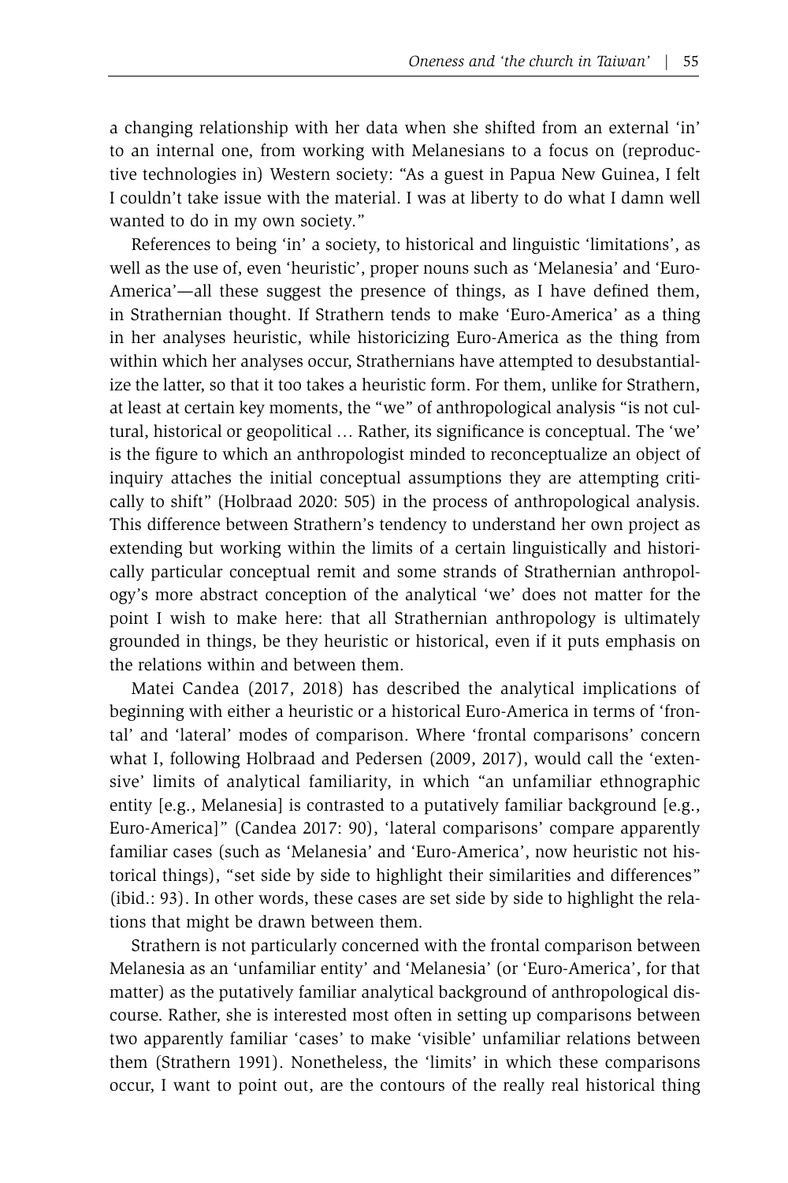a changing relationship with her data when she shifted from an external 'in' to an internal one, from working with Melanesians to a focus on (reproductive technologies in) Western society: "As a guest in Papua New Guinea, I felt I couldn't take issue with the material. I was at liberty to do what I damn well wanted to do in my own society."

References to being 'in' a society, to historical and linguistic 'limitations', as well as the use of, even 'heuristic', proper nouns such as 'Melanesia' and 'Euro-America'—all these suggest the presence of things, as I have defined them, in Strathernian thought. If Strathern tends to make 'Euro-America' as a thing in her analyses heuristic, while historicizing Euro-America as the thing from within which her analyses occur, Strathernians have attempted to desubstantialize the latter, so that it too takes a heuristic form. For them, unlike for Strathern, at least at certain key moments, the "we" of anthropological analysis "is not cultural, historical or geopolitical … Rather, its significance is conceptual. The 'we' is the figure to which an anthropologist minded to reconceptualize an object of inquiry attaches the initial conceptual assumptions they are attempting critically to shift" (Holbraad 2020: 505) in the process of anthropological analysis. This difference between Strathern's tendency to understand her own project as extending but working within the limits of a certain linguistically and historically particular conceptual remit and some strands of Strathernian anthropology's more abstract conception of the analytical 'we' does not matter for the point I wish to make here: that all Strathernian anthropology is ultimately grounded in things, be they heuristic or historical, even if it puts emphasis on the relations within and between them.

Matei Candea (2017, 2018) has described the analytical implications of beginning with either a heuristic or a historical Euro-America in terms of 'frontal' and 'lateral' modes of comparison. Where 'frontal comparisons' concern what I, following Holbraad and Pedersen (2009, 2017), would call the 'extensive' limits of analytical familiarity, in which "an unfamiliar ethnographic entity [e.g., Melanesia] is contrasted to a putatively familiar background [e.g., Euro-America]" (Candea 2017: 90), 'lateral comparisons' compare apparently familiar cases (such as 'Melanesia' and 'Euro-America', now heuristic not historical things), "set side by side to highlight their similarities and differences" (ibid.: 93). In other words, these cases are set side by side to highlight the relations that might be drawn between them.

Strathern is not particularly concerned with the frontal comparison between Melanesia as an 'unfamiliar entity' and 'Melanesia' (or 'Euro-America', for that matter) as the putatively familiar analytical background of anthropological discourse. Rather, she is interested most often in setting up comparisons between two apparently familiar 'cases' to make 'visible' unfamiliar relations between them (Strathern 1991). Nonetheless, the 'limits' in which these comparisons occur, I want to point out, are the contours of the really real historical thing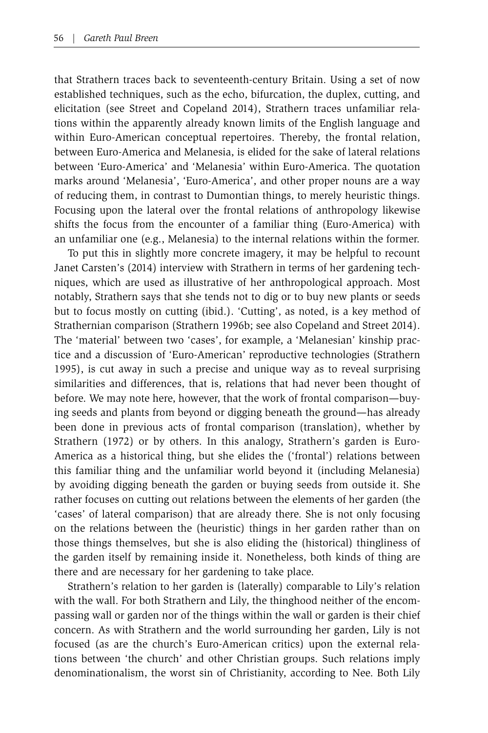that Strathern traces back to seventeenth-century Britain. Using a set of now established techniques, such as the echo, bifurcation, the duplex, cutting, and elicitation (see Street and Copeland 2014), Strathern traces unfamiliar relations within the apparently already known limits of the English language and within Euro-American conceptual repertoires. Thereby, the frontal relation, between Euro-America and Melanesia, is elided for the sake of lateral relations between 'Euro-America' and 'Melanesia' within Euro-America. The quotation marks around 'Melanesia', 'Euro-America', and other proper nouns are a way of reducing them, in contrast to Dumontian things, to merely heuristic things. Focusing upon the lateral over the frontal relations of anthropology likewise shifts the focus from the encounter of a familiar thing (Euro-America) with an unfamiliar one (e.g., Melanesia) to the internal relations within the former.

To put this in slightly more concrete imagery, it may be helpful to recount Janet Carsten's (2014) interview with Strathern in terms of her gardening techniques, which are used as illustrative of her anthropological approach. Most notably, Strathern says that she tends not to dig or to buy new plants or seeds but to focus mostly on cutting (ibid.). 'Cutting', as noted, is a key method of Strathernian comparison (Strathern 1996b; see also Copeland and Street 2014). The 'material' between two 'cases', for example, a 'Melanesian' kinship practice and a discussion of 'Euro-American' reproductive technologies (Strathern 1995), is cut away in such a precise and unique way as to reveal surprising similarities and differences, that is, relations that had never been thought of before. We may note here, however, that the work of frontal comparison—buying seeds and plants from beyond or digging beneath the ground—has already been done in previous acts of frontal comparison (translation), whether by Strathern (1972) or by others. In this analogy, Strathern's garden is Euro-America as a historical thing, but she elides the ('frontal') relations between this familiar thing and the unfamiliar world beyond it (including Melanesia) by avoiding digging beneath the garden or buying seeds from outside it. She rather focuses on cutting out relations between the elements of her garden (the 'cases' of lateral comparison) that are already there. She is not only focusing on the relations between the (heuristic) things in her garden rather than on those things themselves, but she is also eliding the (historical) thingliness of the garden itself by remaining inside it. Nonetheless, both kinds of thing are there and are necessary for her gardening to take place.

Strathern's relation to her garden is (laterally) comparable to Lily's relation with the wall. For both Strathern and Lily, the thinghood neither of the encompassing wall or garden nor of the things within the wall or garden is their chief concern. As with Strathern and the world surrounding her garden, Lily is not focused (as are the church's Euro-American critics) upon the external relations between 'the church' and other Christian groups. Such relations imply denominationalism, the worst sin of Christianity, according to Nee. Both Lily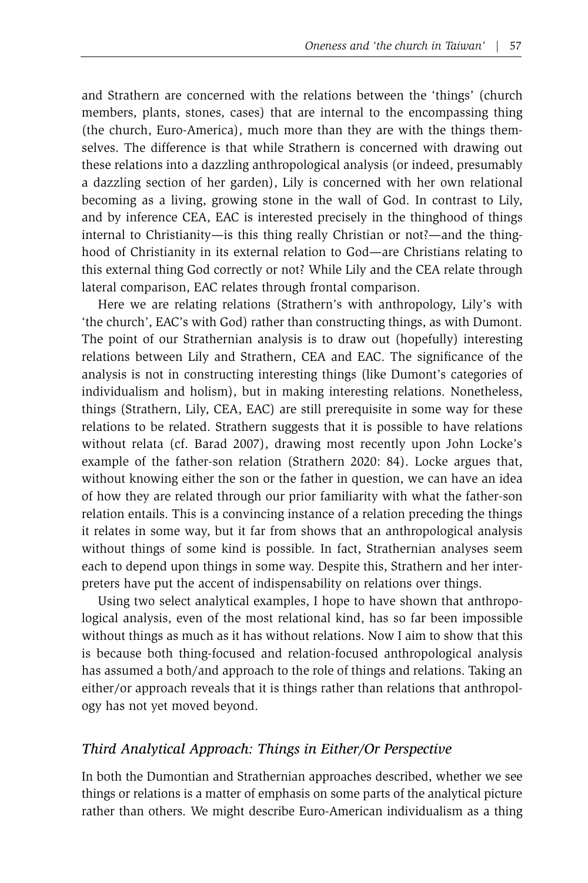and Strathern are concerned with the relations between the 'things' (church members, plants, stones, cases) that are internal to the encompassing thing (the church, Euro-America), much more than they are with the things themselves. The difference is that while Strathern is concerned with drawing out these relations into a dazzling anthropological analysis (or indeed, presumably a dazzling section of her garden), Lily is concerned with her own relational becoming as a living, growing stone in the wall of God. In contrast to Lily, and by inference CEA, EAC is interested precisely in the thinghood of things internal to Christianity—is this thing really Christian or not?—and the thinghood of Christianity in its external relation to God—are Christians relating to this external thing God correctly or not? While Lily and the CEA relate through lateral comparison, EAC relates through frontal comparison.

Here we are relating relations (Strathern's with anthropology, Lily's with 'the church', EAC's with God) rather than constructing things, as with Dumont. The point of our Strathernian analysis is to draw out (hopefully) interesting relations between Lily and Strathern, CEA and EAC. The significance of the analysis is not in constructing interesting things (like Dumont's categories of individualism and holism), but in making interesting relations. Nonetheless, things (Strathern, Lily, CEA, EAC) are still prerequisite in some way for these relations to be related. Strathern suggests that it is possible to have relations without relata (cf. Barad 2007), drawing most recently upon John Locke's example of the father-son relation (Strathern 2020: 84). Locke argues that, without knowing either the son or the father in question, we can have an idea of how they are related through our prior familiarity with what the father-son relation entails. This is a convincing instance of a relation preceding the things it relates in some way, but it far from shows that an anthropological analysis without things of some kind is possible. In fact, Strathernian analyses seem each to depend upon things in some way. Despite this, Strathern and her interpreters have put the accent of indispensability on relations over things.

Using two select analytical examples, I hope to have shown that anthropological analysis, even of the most relational kind, has so far been impossible without things as much as it has without relations. Now I aim to show that this is because both thing-focused and relation-focused anthropological analysis has assumed a both/and approach to the role of things and relations. Taking an either/or approach reveals that it is things rather than relations that anthropology has not yet moved beyond.

### *Third Analytical Approach: Things in Either/Or Perspective*

In both the Dumontian and Strathernian approaches described, whether we see things or relations is a matter of emphasis on some parts of the analytical picture rather than others. We might describe Euro-American individualism as a thing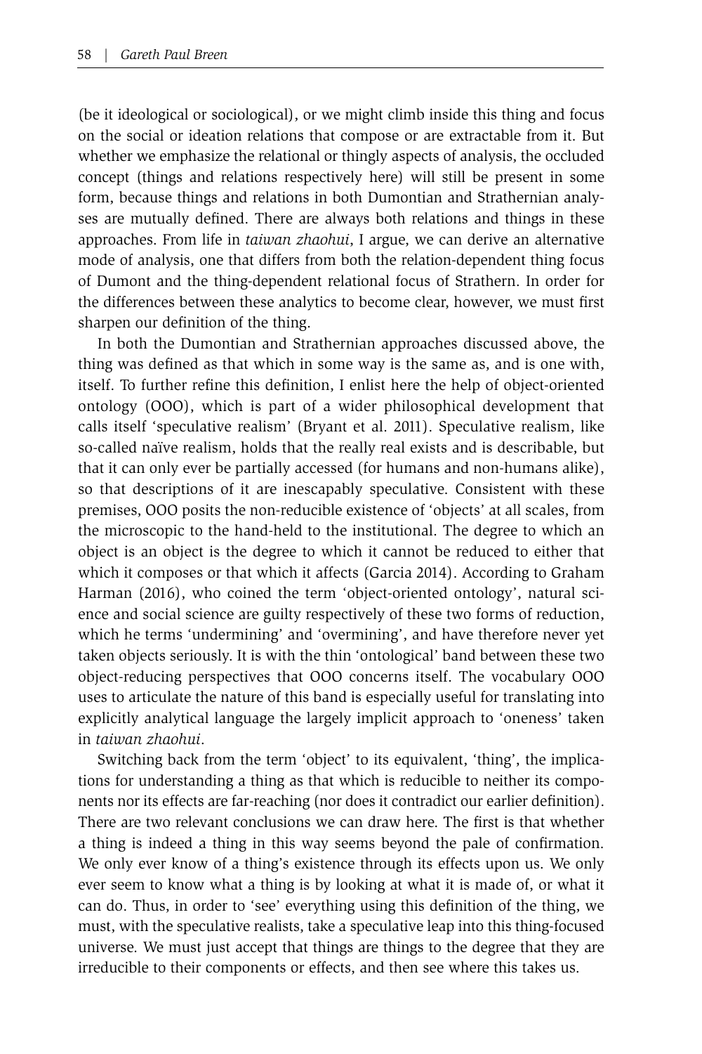(be it ideological or sociological), or we might climb inside this thing and focus on the social or ideation relations that compose or are extractable from it. But whether we emphasize the relational or thingly aspects of analysis, the occluded concept (things and relations respectively here) will still be present in some form, because things and relations in both Dumontian and Strathernian analyses are mutually defined. There are always both relations and things in these approaches. From life in *taiwan zhaohui*, I argue, we can derive an alternative mode of analysis, one that differs from both the relation-dependent thing focus of Dumont and the thing-dependent relational focus of Strathern. In order for the differences between these analytics to become clear, however, we must first sharpen our definition of the thing.

In both the Dumontian and Strathernian approaches discussed above, the thing was defined as that which in some way is the same as, and is one with, itself. To further refine this definition, I enlist here the help of object-oriented ontology (OOO), which is part of a wider philosophical development that calls itself 'speculative realism' (Bryant et al. 2011). Speculative realism, like so-called naïve realism, holds that the really real exists and is describable, but that it can only ever be partially accessed (for humans and non-humans alike), so that descriptions of it are inescapably speculative. Consistent with these premises, OOO posits the non-reducible existence of 'objects' at all scales, from the microscopic to the hand-held to the institutional. The degree to which an object is an object is the degree to which it cannot be reduced to either that which it composes or that which it affects (Garcia 2014). According to Graham Harman (2016), who coined the term 'object-oriented ontology', natural science and social science are guilty respectively of these two forms of reduction, which he terms 'undermining' and 'overmining', and have therefore never yet taken objects seriously. It is with the thin 'ontological' band between these two object-reducing perspectives that OOO concerns itself. The vocabulary OOO uses to articulate the nature of this band is especially useful for translating into explicitly analytical language the largely implicit approach to 'oneness' taken in *taiwan zhaohui*.

Switching back from the term 'object' to its equivalent, 'thing', the implications for understanding a thing as that which is reducible to neither its components nor its effects are far-reaching (nor does it contradict our earlier definition). There are two relevant conclusions we can draw here. The first is that whether a thing is indeed a thing in this way seems beyond the pale of confirmation. We only ever know of a thing's existence through its effects upon us. We only ever seem to know what a thing is by looking at what it is made of, or what it can do. Thus, in order to 'see' everything using this definition of the thing, we must, with the speculative realists, take a speculative leap into this thing-focused universe. We must just accept that things are things to the degree that they are irreducible to their components or effects, and then see where this takes us.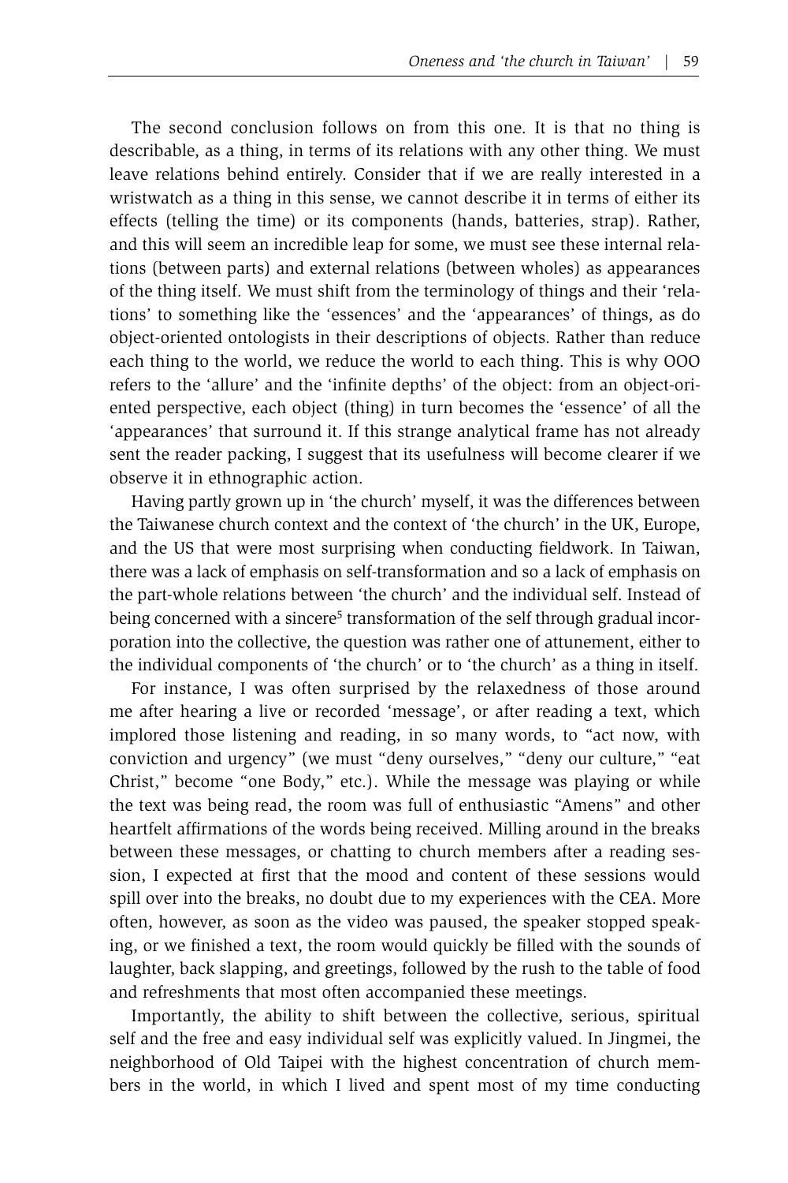The second conclusion follows on from this one. It is that no thing is describable, as a thing, in terms of its relations with any other thing. We must leave relations behind entirely. Consider that if we are really interested in a wristwatch as a thing in this sense, we cannot describe it in terms of either its effects (telling the time) or its components (hands, batteries, strap). Rather, and this will seem an incredible leap for some, we must see these internal relations (between parts) and external relations (between wholes) as appearances of the thing itself. We must shift from the terminology of things and their 'relations' to something like the 'essences' and the 'appearances' of things, as do object-oriented ontologists in their descriptions of objects. Rather than reduce each thing to the world, we reduce the world to each thing. This is why OOO refers to the 'allure' and the 'infinite depths' of the object: from an object-oriented perspective, each object (thing) in turn becomes the 'essence' of all the 'appearances' that surround it. If this strange analytical frame has not already sent the reader packing, I suggest that its usefulness will become clearer if we observe it in ethnographic action.

Having partly grown up in 'the church' myself, it was the differences between the Taiwanese church context and the context of 'the church' in the UK, Europe, and the US that were most surprising when conducting fieldwork. In Taiwan, there was a lack of emphasis on self-transformation and so a lack of emphasis on the part-whole relations between 'the church' and the individual self. Instead of being concerned with a sincere[5] transformation of the self through gradual incorporation into the collective, the question was rather one of attunement, either to the individual components of 'the church' or to 'the church' as a thing in itself.

For instance, I was often surprised by the relaxedness of those around me after hearing a live or recorded 'message', or after reading a text, which implored those listening and reading, in so many words, to "act now, with conviction and urgency" (we must "deny ourselves," "deny our culture," "eat Christ," become "one Body," etc.). While the message was playing or while the text was being read, the room was full of enthusiastic "Amens" and other heartfelt affirmations of the words being received. Milling around in the breaks between these messages, or chatting to church members after a reading session, I expected at first that the mood and content of these sessions would spill over into the breaks, no doubt due to my experiences with the CEA. More often, however, as soon as the video was paused, the speaker stopped speaking, or we finished a text, the room would quickly be filled with the sounds of laughter, back slapping, and greetings, followed by the rush to the table of food and refreshments that most often accompanied these meetings.

Importantly, the ability to shift between the collective, serious, spiritual self and the free and easy individual self was explicitly valued. In Jingmei, the neighborhood of Old Taipei with the highest concentration of church members in the world, in which I lived and spent most of my time conducting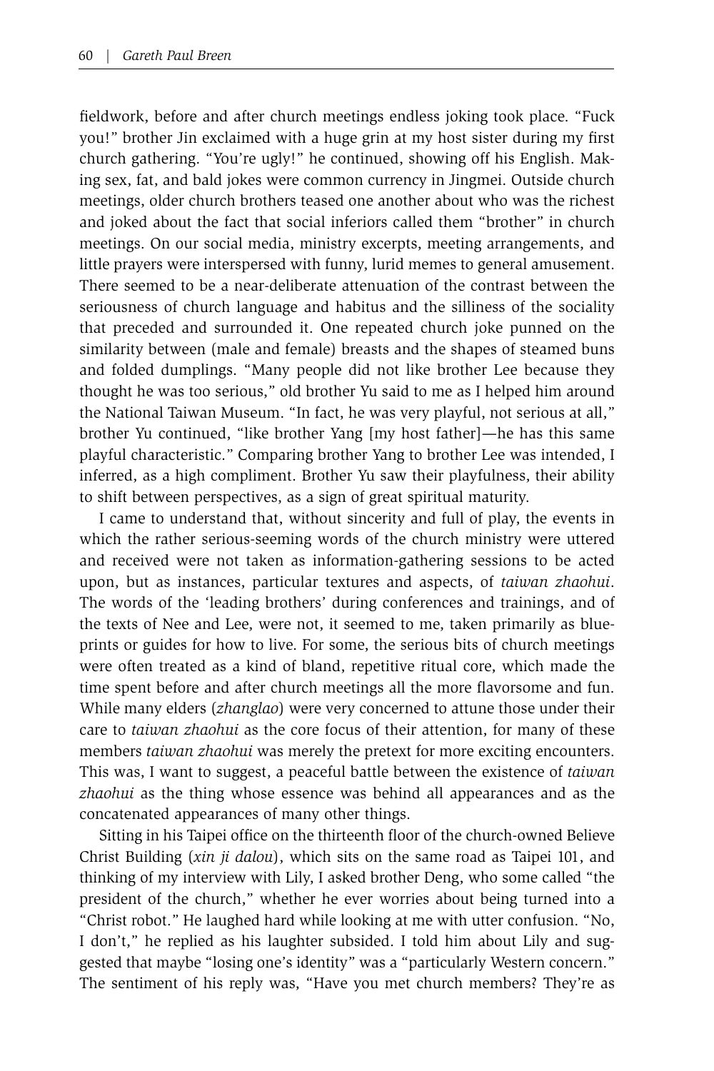fieldwork, before and after church meetings endless joking took place. "Fuck you!" brother Jin exclaimed with a huge grin at my host sister during my first church gathering. "You're ugly!" he continued, showing off his English. Making sex, fat, and bald jokes were common currency in Jingmei. Outside church meetings, older church brothers teased one another about who was the richest and joked about the fact that social inferiors called them "brother" in church meetings. On our social media, ministry excerpts, meeting arrangements, and little prayers were interspersed with funny, lurid memes to general amusement. There seemed to be a near-deliberate attenuation of the contrast between the seriousness of church language and habitus and the silliness of the sociality that preceded and surrounded it. One repeated church joke punned on the similarity between (male and female) breasts and the shapes of steamed buns and folded dumplings. "Many people did not like brother Lee because they thought he was too serious," old brother Yu said to me as I helped him around the National Taiwan Museum. "In fact, he was very playful, not serious at all," brother Yu continued, "like brother Yang [my host father]—he has this same playful characteristic." Comparing brother Yang to brother Lee was intended, I inferred, as a high compliment. Brother Yu saw their playfulness, their ability to shift between perspectives, as a sign of great spiritual maturity.

I came to understand that, without sincerity and full of play, the events in which the rather serious-seeming words of the church ministry were uttered and received were not taken as information-gathering sessions to be acted upon, but as instances, particular textures and aspects, of *taiwan zhaohui*. The words of the 'leading brothers' during conferences and trainings, and of the texts of Nee and Lee, were not, it seemed to me, taken primarily as blueprints or guides for how to live. For some, the serious bits of church meetings were often treated as a kind of bland, repetitive ritual core, which made the time spent before and after church meetings all the more flavorsome and fun. While many elders (*zhanglao*) were very concerned to attune those under their care to *taiwan zhaohui* as the core focus of their attention, for many of these members *taiwan zhaohui* was merely the pretext for more exciting encounters. This was, I want to suggest, a peaceful battle between the existence of *taiwan zhaohui* as the thing whose essence was behind all appearances and as the concatenated appearances of many other things.

Sitting in his Taipei office on the thirteenth floor of the church-owned Believe Christ Building (*xin ji dalou*), which sits on the same road as Taipei 101, and thinking of my interview with Lily, I asked brother Deng, who some called "the president of the church," whether he ever worries about being turned into a "Christ robot." He laughed hard while looking at me with utter confusion. "No, I don't," he replied as his laughter subsided. I told him about Lily and suggested that maybe "losing one's identity" was a "particularly Western concern." The sentiment of his reply was, "Have you met church members? They're as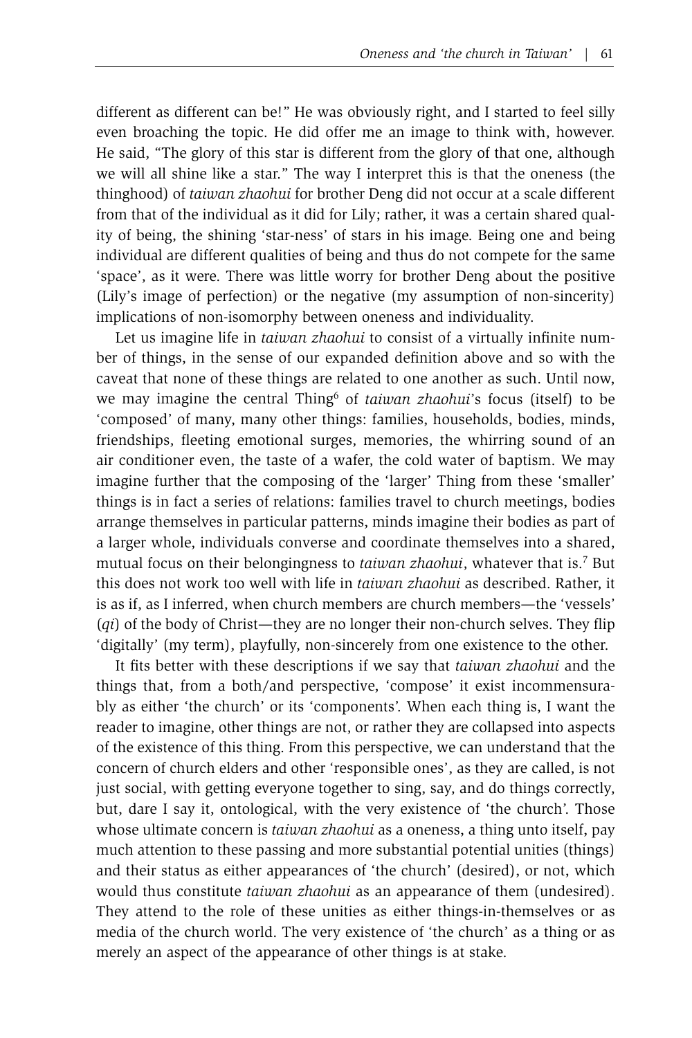different as different can be!" He was obviously right, and I started to feel silly even broaching the topic. He did offer me an image to think with, however. He said, "The glory of this star is different from the glory of that one, although we will all shine like a star." The way I interpret this is that the oneness (the thinghood) of *taiwan zhaohui* for brother Deng did not occur at a scale different from that of the individual as it did for Lily; rather, it was a certain shared quality of being, the shining 'star-ness' of stars in his image. Being one and being individual are different qualities of being and thus do not compete for the same 'space', as it were. There was little worry for brother Deng about the positive (Lily's image of perfection) or the negative (my assumption of non-sincerity) implications of non-isomorphy between oneness and individuality.

Let us imagine life in *taiwan zhaohui* to consist of a virtually infinite number of things, in the sense of our expanded definition above and so with the caveat that none of these things are related to one another as such. Until now, we may imagine the central Thing[6] of *taiwan zhaohui*'s focus (itself) to be 'composed' of many, many other things: families, households, bodies, minds, friendships, fleeting emotional surges, memories, the whirring sound of an air conditioner even, the taste of a wafer, the cold water of baptism. We may imagine further that the composing of the 'larger' Thing from these 'smaller' things is in fact a series of relations: families travel to church meetings, bodies arrange themselves in particular patterns, minds imagine their bodies as part of a larger whole, individuals converse and coordinate themselves into a shared, mutual focus on their belongingness to *taiwan zhaohui*, whatever that is.[7] But this does not work too well with life in *taiwan zhaohui* as described. Rather, it is as if, as I inferred, when church members are church members—the 'vessels' (*qi*) of the body of Christ—they are no longer their non-church selves. They flip 'digitally' (my term), playfully, non-sincerely from one existence to the other.

It fits better with these descriptions if we say that *taiwan zhaohui* and the things that, from a both/and perspective, 'compose' it exist incommensurably as either 'the church' or its 'components'. When each thing is, I want the reader to imagine, other things are not, or rather they are collapsed into aspects of the existence of this thing. From this perspective, we can understand that the concern of church elders and other 'responsible ones', as they are called, is not just social, with getting everyone together to sing, say, and do things correctly, but, dare I say it, ontological, with the very existence of 'the church'. Those whose ultimate concern is *taiwan zhaohui* as a oneness, a thing unto itself, pay much attention to these passing and more substantial potential unities (things) and their status as either appearances of 'the church' (desired), or not, which would thus constitute *taiwan zhaohui* as an appearance of them (undesired). They attend to the role of these unities as either things-in-themselves or as media of the church world. The very existence of 'the church' as a thing or as merely an aspect of the appearance of other things is at stake.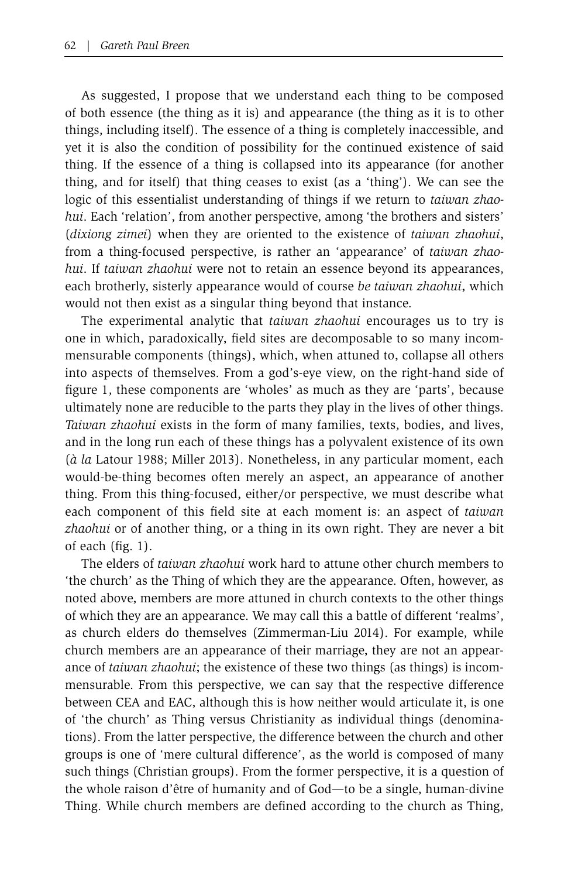As suggested, I propose that we understand each thing to be composed of both essence (the thing as it is) and appearance (the thing as it is to other things, including itself). The essence of a thing is completely inaccessible, and yet it is also the condition of possibility for the continued existence of said thing. If the essence of a thing is collapsed into its appearance (for another thing, and for itself) that thing ceases to exist (as a 'thing'). We can see the logic of this essentialist understanding of things if we return to *taiwan zhaohui*. Each 'relation', from another perspective, among 'the brothers and sisters' (*dixiong zimei*) when they are oriented to the existence of *taiwan zhaohui*, from a thing-focused perspective, is rather an 'appearance' of *taiwan zhaohui*. If *taiwan zhaohui* were not to retain an essence beyond its appearances, each brotherly, sisterly appearance would of course *be taiwan zhaohui*, which would not then exist as a singular thing beyond that instance.

The experimental analytic that *taiwan zhaohui* encourages us to try is one in which, paradoxically, field sites are decomposable to so many incommensurable components (things), which, when attuned to, collapse all others into aspects of themselves. From a god's-eye view, on the right-hand side of figure 1, these components are 'wholes' as much as they are 'parts', because ultimately none are reducible to the parts they play in the lives of other things. *Taiwan zhaohui* exists in the form of many families, texts, bodies, and lives, and in the long run each of these things has a polyvalent existence of its own (*à la* Latour 1988; Miller 2013). Nonetheless, in any particular moment, each would-be-thing becomes often merely an aspect, an appearance of another thing. From this thing-focused, either/or perspective, we must describe what each component of this field site at each moment is: an aspect of *taiwan zhaohui* or of another thing, or a thing in its own right. They are never a bit of each (fig. 1).

The elders of *taiwan zhaohui* work hard to attune other church members to 'the church' as the Thing of which they are the appearance. Often, however, as noted above, members are more attuned in church contexts to the other things of which they are an appearance. We may call this a battle of different 'realms', as church elders do themselves (Zimmerman-Liu 2014). For example, while church members are an appearance of their marriage, they are not an appearance of *taiwan zhaohui*; the existence of these two things (as things) is incommensurable. From this perspective, we can say that the respective difference between CEA and EAC, although this is how neither would articulate it, is one of 'the church' as Thing versus Christianity as individual things (denominations). From the latter perspective, the difference between the church and other groups is one of 'mere cultural difference', as the world is composed of many such things (Christian groups). From the former perspective, it is a question of the whole raison d'être of humanity and of God—to be a single, human-divine Thing. While church members are defined according to the church as Thing,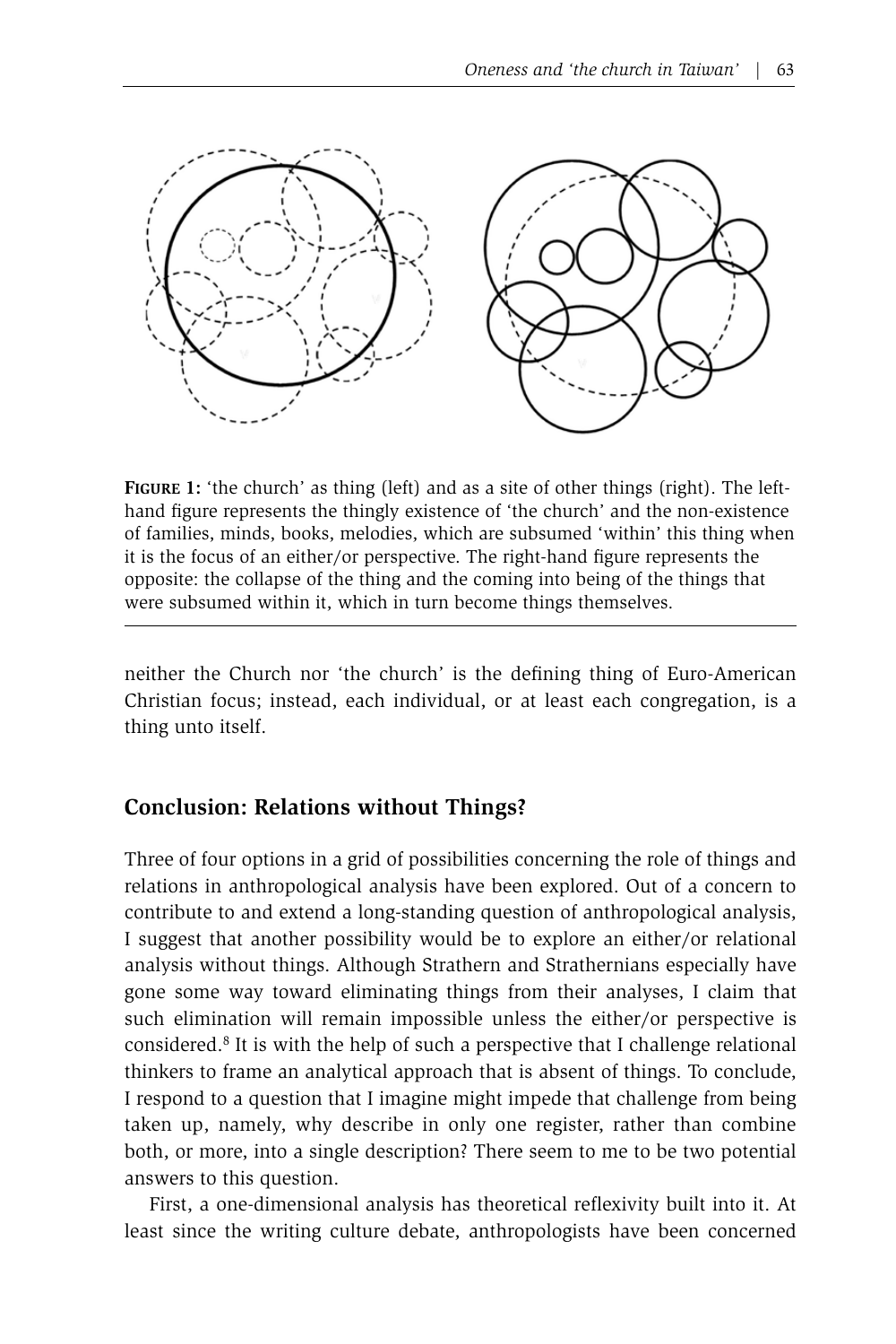**Figure 1:** 'the church' as thing (left) and as a site of other things (right). The left-hand figure represents the thingly existence of 'the church' and the non-existence of families, minds, books, melodies, which are subsumed 'within' this thing when it is the focus of an either/or perspective. The right-hand figure represents the opposite: the collapse of the thing and the coming into being of the things that were subsumed within it, which in turn become things themselves.

neither the Church nor 'the church' is the defining thing of Euro-American Christian focus; instead, each individual, or at least each congregation, is a thing unto itself.

## Conclusion: Relations without Things?

Three of four options in a grid of possibilities concerning the role of things and relations in anthropological analysis have been explored. Out of a concern to contribute to and extend a long-standing question of anthropological analysis, I suggest that another possibility would be to explore an either/or relational analysis without things. Although Strathern and Strathernians especially have gone some way toward eliminating things from their analyses, I claim that such elimination will remain impossible unless the either/or perspective is considered.[8] It is with the help of such a perspective that I challenge relational thinkers to frame an analytical approach that is absent of things. To conclude, I respond to a question that I imagine might impede that challenge from being taken up, namely, why describe in only one register, rather than combine both, or more, into a single description? There seem to me to be two potential answers to this question.

First, a one-dimensional analysis has theoretical reflexivity built into it. At least since the writing culture debate, anthropologists have been concerned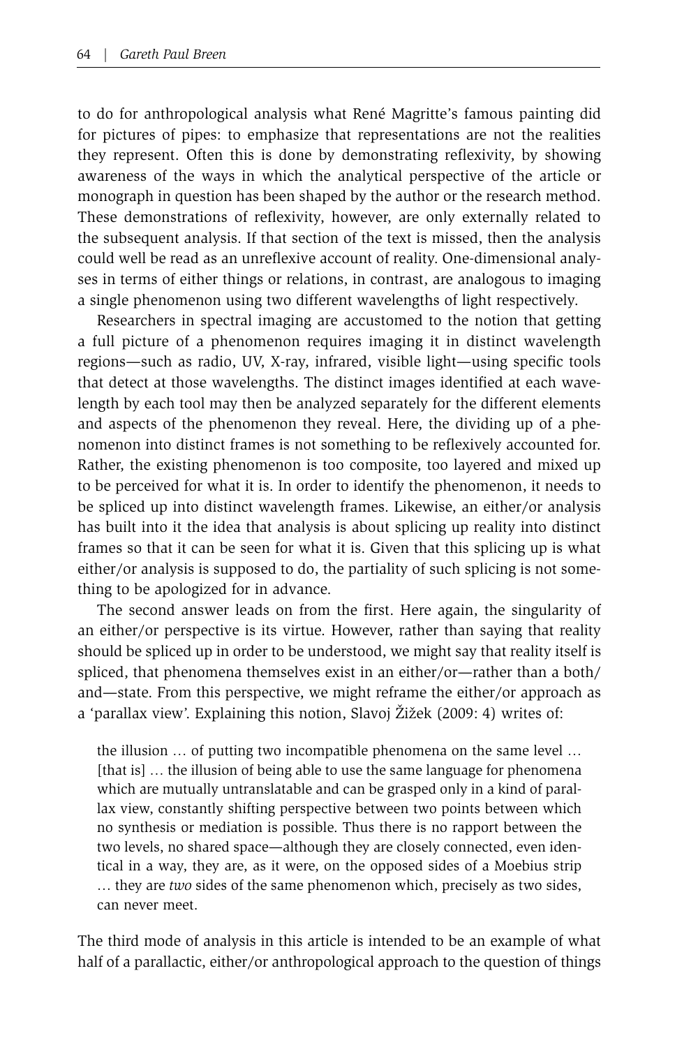to do for anthropological analysis what René Magritte's famous painting did for pictures of pipes: to emphasize that representations are not the realities they represent. Often this is done by demonstrating reflexivity, by showing awareness of the ways in which the analytical perspective of the article or monograph in question has been shaped by the author or the research method. These demonstrations of reflexivity, however, are only externally related to the subsequent analysis. If that section of the text is missed, then the analysis could well be read as an unreflexive account of reality. One-dimensional analyses in terms of either things or relations, in contrast, are analogous to imaging a single phenomenon using two different wavelengths of light respectively.

Researchers in spectral imaging are accustomed to the notion that getting a full picture of a phenomenon requires imaging it in distinct wavelength regions—such as radio, UV, X-ray, infrared, visible light—using specific tools that detect at those wavelengths. The distinct images identified at each wavelength by each tool may then be analyzed separately for the different elements and aspects of the phenomenon they reveal. Here, the dividing up of a phenomenon into distinct frames is not something to be reflexively accounted for. Rather, the existing phenomenon is too composite, too layered and mixed up to be perceived for what it is. In order to identify the phenomenon, it needs to be spliced up into distinct wavelength frames. Likewise, an either/or analysis has built into it the idea that analysis is about splicing up reality into distinct frames so that it can be seen for what it is. Given that this splicing up is what either/or analysis is supposed to do, the partiality of such splicing is not something to be apologized for in advance.

The second answer leads on from the first. Here again, the singularity of an either/or perspective is its virtue. However, rather than saying that reality should be spliced up in order to be understood, we might say that reality itself is spliced, that phenomena themselves exist in an either/or—rather than a both/and—state. From this perspective, we might reframe the either/or approach as a 'parallax view'. Explaining this notion, Slavoj Žižek (2009: 4) writes of:

> the illusion … of putting two incompatible phenomena on the same level … [that is] … the illusion of being able to use the same language for phenomena which are mutually untranslatable and can be grasped only in a kind of parallax view, constantly shifting perspective between two points between which no synthesis or mediation is possible. Thus there is no rapport between the two levels, no shared space—although they are closely connected, even identical in a way, they are, as it were, on the opposed sides of a Moebius strip … they are *two* sides of the same phenomenon which, precisely as two sides, can never meet.

The third mode of analysis in this article is intended to be an example of what half of a parallactic, either/or anthropological approach to the question of things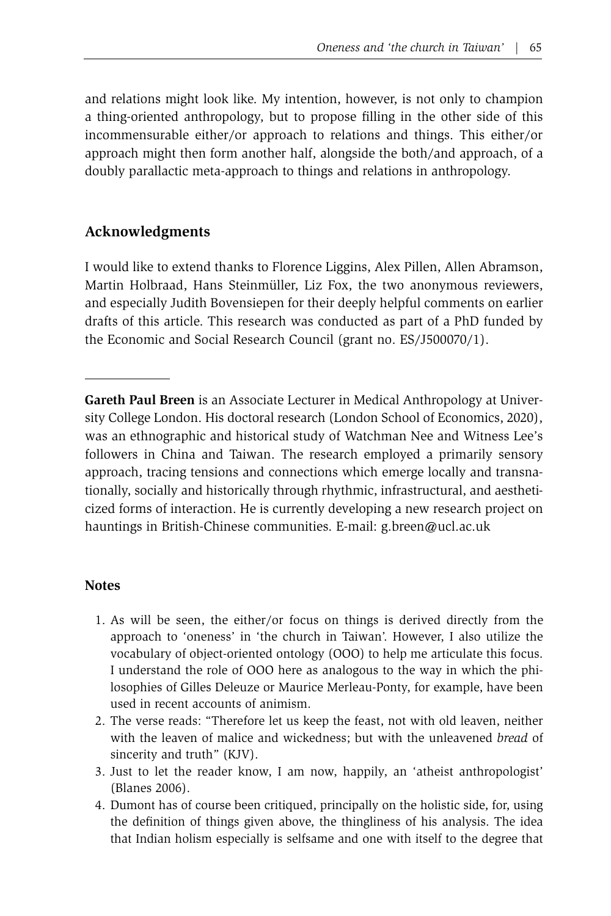and relations might look like. My intention, however, is not only to champion a thing-oriented anthropology, but to propose filling in the other side of this incommensurable either/or approach to relations and things. This either/or approach might then form another half, alongside the both/and approach, of a doubly parallactic meta-approach to things and relations in anthropology.

## Acknowledgments

I would like to extend thanks to Florence Liggins, Alex Pillen, Allen Abramson, Martin Holbraad, Hans Steinmüller, Liz Fox, the two anonymous reviewers, and especially Judith Bovensiepen for their deeply helpful comments on earlier drafts of this article. This research was conducted as part of a PhD funded by the Economic and Social Research Council (grant no. ES/J500070/1).

---

**Gareth Paul Breen** is an Associate Lecturer in Medical Anthropology at University College London. His doctoral research (London School of Economics, 2020), was an ethnographic and historical study of Watchman Nee and Witness Lee's followers in China and Taiwan. The research employed a primarily sensory approach, tracing tensions and connections which emerge locally and transnationally, socially and historically through rhythmic, infrastructural, and aestheticized forms of interaction. He is currently developing a new research project on hauntings in British-Chinese communities. E-mail: g.breen@ucl.ac.uk

## Notes

1. As will be seen, the either/or focus on things is derived directly from the approach to 'oneness' in 'the church in Taiwan'. However, I also utilize the vocabulary of object-oriented ontology (OOO) to help me articulate this focus. I understand the role of OOO here as analogous to the way in which the philosophies of Gilles Deleuze or Maurice Merleau-Ponty, for example, have been used in recent accounts of animism.
2. The verse reads: "Therefore let us keep the feast, not with old leaven, neither with the leaven of malice and wickedness; but with the unleavened *bread* of sincerity and truth" (KJV).
3. Just to let the reader know, I am now, happily, an 'atheist anthropologist' (Blanes 2006).
4. Dumont has of course been critiqued, principally on the holistic side, for, using the definition of things given above, the thingliness of his analysis. The idea that Indian holism especially is selfsame and one with itself to the degree that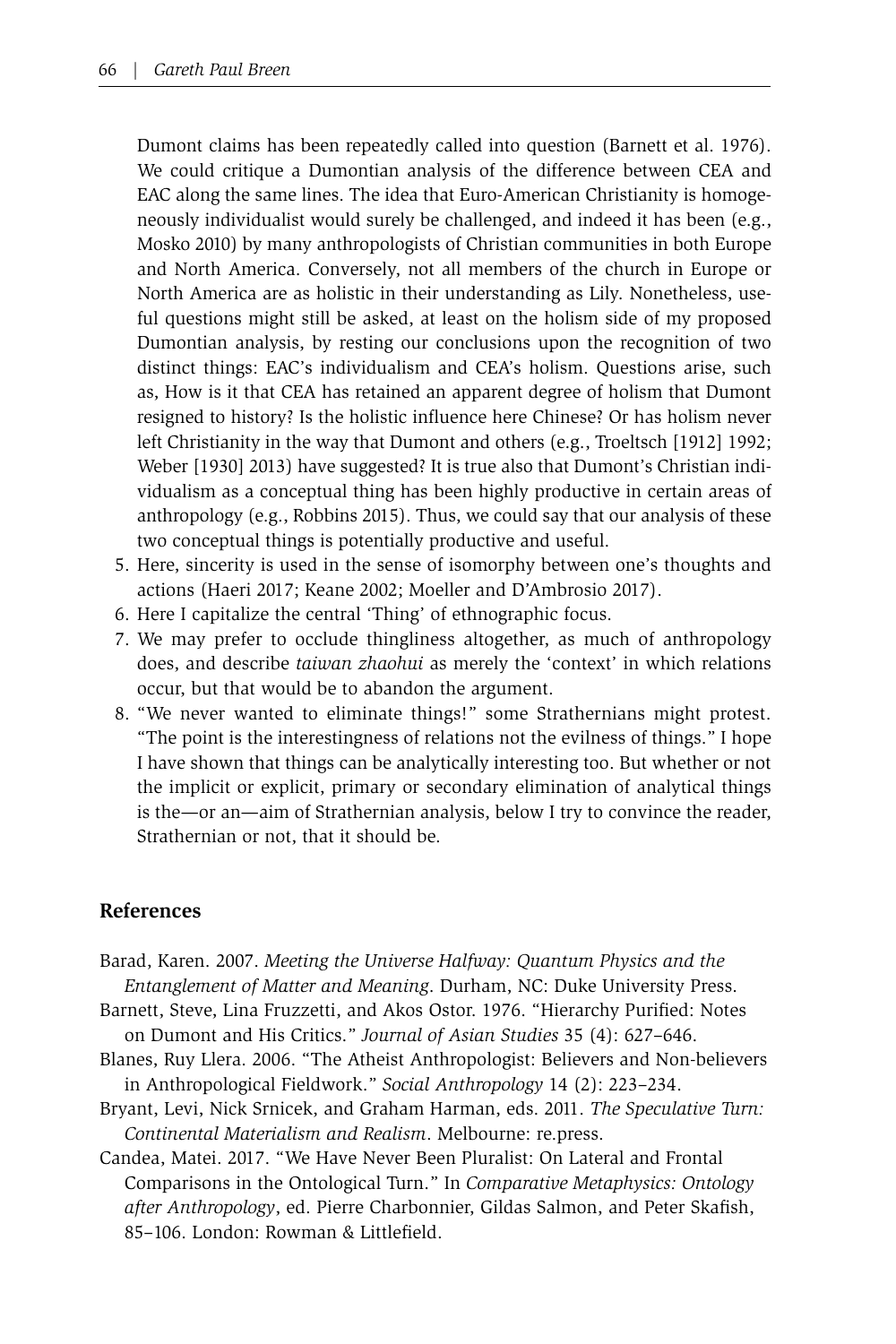Dumont claims has been repeatedly called into question (Barnett et al. 1976). We could critique a Dumontian analysis of the difference between CEA and EAC along the same lines. The idea that Euro-American Christianity is homogeneously individualist would surely be challenged, and indeed it has been (e.g., Mosko 2010) by many anthropologists of Christian communities in both Europe and North America. Conversely, not all members of the church in Europe or North America are as holistic in their understanding as Lily. Nonetheless, useful questions might still be asked, at least on the holism side of my proposed Dumontian analysis, by resting our conclusions upon the recognition of two distinct things: EAC's individualism and CEA's holism. Questions arise, such as, How is it that CEA has retained an apparent degree of holism that Dumont resigned to history? Is the holistic influence here Chinese? Or has holism never left Christianity in the way that Dumont and others (e.g., Troeltsch [1912] 1992; Weber [1930] 2013) have suggested? It is true also that Dumont's Christian individualism as a conceptual thing has been highly productive in certain areas of anthropology (e.g., Robbins 2015). Thus, we could say that our analysis of these two conceptual things is potentially productive and useful.

5. Here, sincerity is used in the sense of isomorphy between one's thoughts and actions (Haeri 2017; Keane 2002; Moeller and D'Ambrosio 2017).
6. Here I capitalize the central 'Thing' of ethnographic focus.
7. We may prefer to occlude thingliness altogether, as much of anthropology does, and describe *taiwan zhaohui* as merely the 'context' in which relations occur, but that would be to abandon the argument.
8. "We never wanted to eliminate things!" some Strathernians might protest. "The point is the interestingness of relations not the evilness of things." I hope I have shown that things can be analytically interesting too. But whether or not the implicit or explicit, primary or secondary elimination of analytical things is the—or an—aim of Strathernian analysis, below I try to convince the reader, Strathernian or not, that it should be.

## References

Barad, Karen. 2007. *Meeting the Universe Halfway: Quantum Physics and the Entanglement of Matter and Meaning*. Durham, NC: Duke University Press.

Barnett, Steve, Lina Fruzzetti, and Akos Ostor. 1976. "Hierarchy Purified: Notes on Dumont and His Critics." *Journal of Asian Studies* 35 (4): 627–646.

Blanes, Ruy Llera. 2006. "The Atheist Anthropologist: Believers and Non-believers in Anthropological Fieldwork." *Social Anthropology* 14 (2): 223–234.

Bryant, Levi, Nick Srnicek, and Graham Harman, eds. 2011. *The Speculative Turn: Continental Materialism and Realism*. Melbourne: re.press.

Candea, Matei. 2017. "We Have Never Been Pluralist: On Lateral and Frontal Comparisons in the Ontological Turn." In *Comparative Metaphysics: Ontology after Anthropology*, ed. Pierre Charbonnier, Gildas Salmon, and Peter Skafish, 85–106. London: Rowman & Littlefield.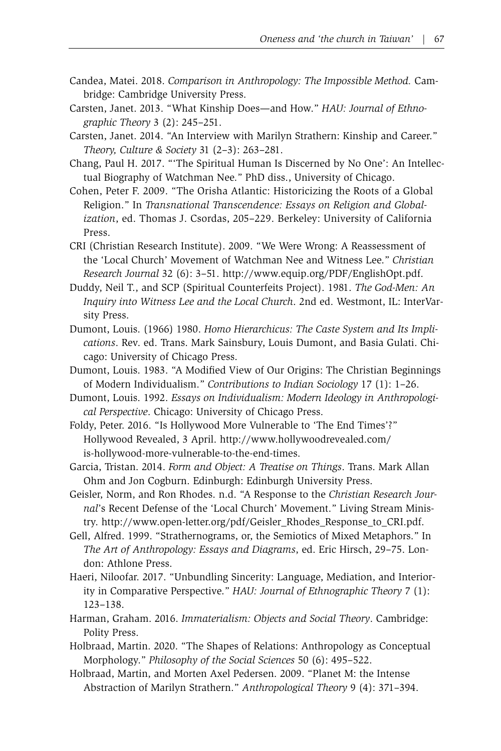Candea, Matei. 2018. *Comparison in Anthropology: The Impossible Method.* Cambridge: Cambridge University Press.

Carsten, Janet. 2013. "What Kinship Does—and How." *HAU: Journal of Ethnographic Theory* 3 (2): 245–251.

Carsten, Janet. 2014. "An Interview with Marilyn Strathern: Kinship and Career." *Theory, Culture & Society* 31 (2–3): 263–281.

Chang, Paul H. 2017. "'The Spiritual Human Is Discerned by No One': An Intellectual Biography of Watchman Nee." PhD diss., University of Chicago.

Cohen, Peter F. 2009. "The Orisha Atlantic: Historicizing the Roots of a Global Religion." In *Transnational Transcendence: Essays on Religion and Globalization*, ed. Thomas J. Csordas, 205–229. Berkeley: University of California Press.

CRI (Christian Research Institute). 2009. "We Were Wrong: A Reassessment of the 'Local Church' Movement of Watchman Nee and Witness Lee." *Christian Research Journal* 32 (6): 3–51. http://www.equip.org/PDF/EnglishOpt.pdf.

Duddy, Neil T., and SCP (Spiritual Counterfeits Project). 1981. *The God-Men: An Inquiry into Witness Lee and the Local Church*. 2nd ed. Westmont, IL: InterVarsity Press.

Dumont, Louis. (1966) 1980. *Homo Hierarchicus: The Caste System and Its Implications*. Rev. ed. Trans. Mark Sainsbury, Louis Dumont, and Basia Gulati. Chicago: University of Chicago Press.

Dumont, Louis. 1983. "A Modified View of Our Origins: The Christian Beginnings of Modern Individualism." *Contributions to Indian Sociology* 17 (1): 1–26.

Dumont, Louis. 1992. *Essays on Individualism: Modern Ideology in Anthropological Perspective*. Chicago: University of Chicago Press.

Foldy, Peter. 2016. "Is Hollywood More Vulnerable to 'The End Times'?" Hollywood Revealed, 3 April. http://www.hollywoodrevealed.com/is-hollywood-more-vulnerable-to-the-end-times.

Garcia, Tristan. 2014. *Form and Object: A Treatise on Things*. Trans. Mark Allan Ohm and Jon Cogburn. Edinburgh: Edinburgh University Press.

Geisler, Norm, and Ron Rhodes. n.d. "A Response to the *Christian Research Journal*'s Recent Defense of the 'Local Church' Movement." Living Stream Ministry. http://www.open-letter.org/pdf/Geisler_Rhodes_Response_to_CRI.pdf.

Gell, Alfred. 1999. "Strathernograms, or, the Semiotics of Mixed Metaphors." In *The Art of Anthropology: Essays and Diagrams*, ed. Eric Hirsch, 29–75. London: Athlone Press.

Haeri, Niloofar. 2017. "Unbundling Sincerity: Language, Mediation, and Interiority in Comparative Perspective." *HAU: Journal of Ethnographic Theory* 7 (1): 123–138.

Harman, Graham. 2016. *Immaterialism: Objects and Social Theory*. Cambridge: Polity Press.

Holbraad, Martin. 2020. "The Shapes of Relations: Anthropology as Conceptual Morphology." *Philosophy of the Social Sciences* 50 (6): 495–522.

Holbraad, Martin, and Morten Axel Pedersen. 2009. "Planet M: the Intense Abstraction of Marilyn Strathern." *Anthropological Theory* 9 (4): 371–394.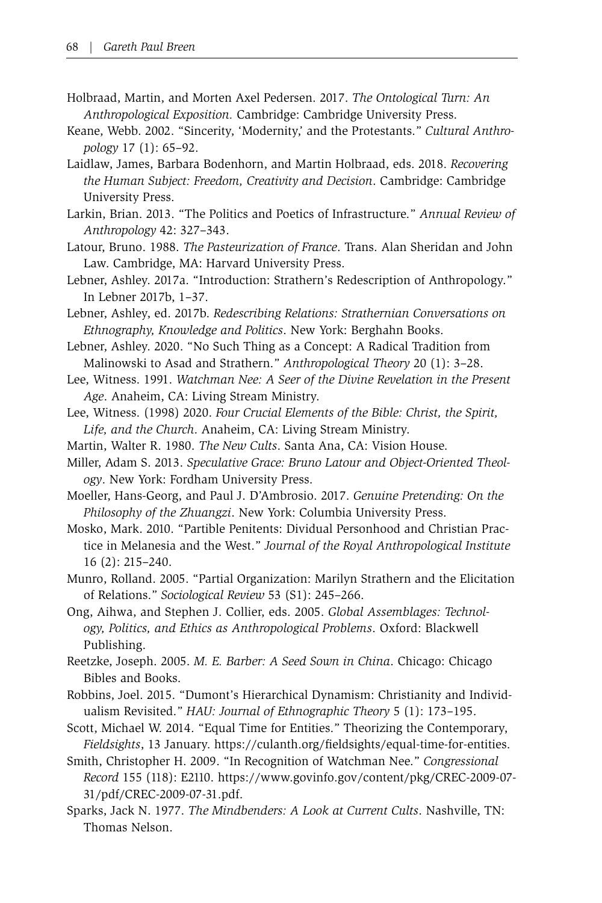Holbraad, Martin, and Morten Axel Pedersen. 2017. *The Ontological Turn: An Anthropological Exposition.* Cambridge: Cambridge University Press.

Keane, Webb. 2002. "Sincerity, 'Modernity,' and the Protestants." *Cultural Anthropology* 17 (1): 65–92.

Laidlaw, James, Barbara Bodenhorn, and Martin Holbraad, eds. 2018. *Recovering the Human Subject: Freedom, Creativity and Decision*. Cambridge: Cambridge University Press.

Larkin, Brian. 2013. "The Politics and Poetics of Infrastructure." *Annual Review of Anthropology* 42: 327–343.

Latour, Bruno. 1988. *The Pasteurization of France*. Trans. Alan Sheridan and John Law. Cambridge, MA: Harvard University Press.

Lebner, Ashley. 2017a. "Introduction: Strathern's Redescription of Anthropology." In Lebner 2017b, 1–37.

Lebner, Ashley, ed. 2017b. *Redescribing Relations: Strathernian Conversations on Ethnography, Knowledge and Politics*. New York: Berghahn Books.

Lebner, Ashley. 2020. "No Such Thing as a Concept: A Radical Tradition from Malinowski to Asad and Strathern." *Anthropological Theory* 20 (1): 3–28.

Lee, Witness. 1991. *Watchman Nee: A Seer of the Divine Revelation in the Present Age*. Anaheim, CA: Living Stream Ministry.

Lee, Witness. (1998) 2020. *Four Crucial Elements of the Bible: Christ, the Spirit, Life, and the Church*. Anaheim, CA: Living Stream Ministry.

Martin, Walter R. 1980. *The New Cults*. Santa Ana, CA: Vision House.

Miller, Adam S. 2013. *Speculative Grace: Bruno Latour and Object-Oriented Theology*. New York: Fordham University Press.

Moeller, Hans-Georg, and Paul J. D'Ambrosio. 2017. *Genuine Pretending: On the Philosophy of the Zhuangzi*. New York: Columbia University Press.

Mosko, Mark. 2010. "Partible Penitents: Dividual Personhood and Christian Practice in Melanesia and the West." *Journal of the Royal Anthropological Institute* 16 (2): 215–240.

Munro, Rolland. 2005. "Partial Organization: Marilyn Strathern and the Elicitation of Relations." *Sociological Review* 53 (S1): 245–266.

Ong, Aihwa, and Stephen J. Collier, eds. 2005. *Global Assemblages: Technology, Politics, and Ethics as Anthropological Problems*. Oxford: Blackwell Publishing.

Reetzke, Joseph. 2005. *M. E. Barber: A Seed Sown in China*. Chicago: Chicago Bibles and Books.

Robbins, Joel. 2015. "Dumont's Hierarchical Dynamism: Christianity and Individualism Revisited." *HAU: Journal of Ethnographic Theory* 5 (1): 173–195.

Scott, Michael W. 2014. "Equal Time for Entities." Theorizing the Contemporary, *Fieldsights*, 13 January. https://culanth.org/fieldsights/equal-time-for-entities.

Smith, Christopher H. 2009. "In Recognition of Watchman Nee." *Congressional Record* 155 (118): E2110. https://www.govinfo.gov/content/pkg/CREC-2009-07-31/pdf/CREC-2009-07-31.pdf.

Sparks, Jack N. 1977. *The Mindbenders: A Look at Current Cults*. Nashville, TN: Thomas Nelson.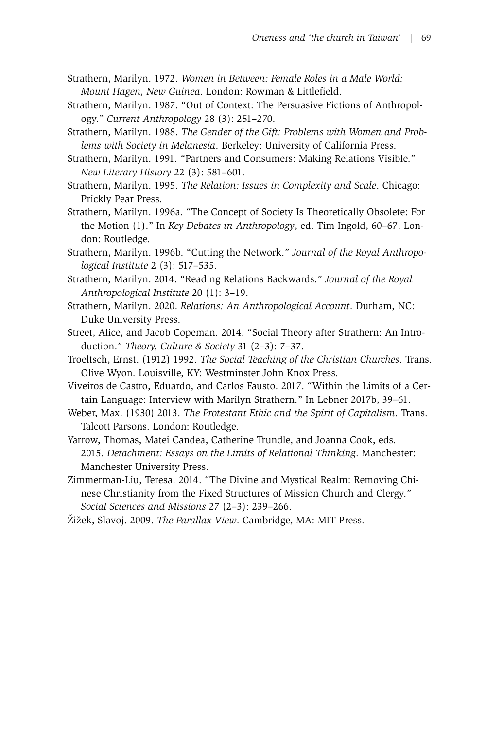Strathern, Marilyn. 1972. *Women in Between: Female Roles in a Male World: Mount Hagen, New Guinea*. London: Rowman & Littlefield.

Strathern, Marilyn. 1987. "Out of Context: The Persuasive Fictions of Anthropology." *Current Anthropology* 28 (3): 251–270.

Strathern, Marilyn. 1988. *The Gender of the Gift: Problems with Women and Problems with Society in Melanesia*. Berkeley: University of California Press.

Strathern, Marilyn. 1991. "Partners and Consumers: Making Relations Visible." *New Literary History* 22 (3): 581–601.

Strathern, Marilyn. 1995. *The Relation: Issues in Complexity and Scale*. Chicago: Prickly Pear Press.

Strathern, Marilyn. 1996a. "The Concept of Society Is Theoretically Obsolete: For the Motion (1)." In *Key Debates in Anthropology*, ed. Tim Ingold, 60–67. London: Routledge.

Strathern, Marilyn. 1996b. "Cutting the Network." *Journal of the Royal Anthropological Institute* 2 (3): 517–535.

Strathern, Marilyn. 2014. "Reading Relations Backwards." *Journal of the Royal Anthropological Institute* 20 (1): 3–19.

Strathern, Marilyn. 2020. *Relations: An Anthropological Account*. Durham, NC: Duke University Press.

Street, Alice, and Jacob Copeman. 2014. "Social Theory after Strathern: An Introduction." *Theory, Culture & Society* 31 (2–3): 7–37.

Troeltsch, Ernst. (1912) 1992. *The Social Teaching of the Christian Churches*. Trans. Olive Wyon. Louisville, KY: Westminster John Knox Press.

Viveiros de Castro, Eduardo, and Carlos Fausto. 2017. "Within the Limits of a Certain Language: Interview with Marilyn Strathern." In Lebner 2017b, 39–61.

Weber, Max. (1930) 2013. *The Protestant Ethic and the Spirit of Capitalism*. Trans. Talcott Parsons. London: Routledge.

Yarrow, Thomas, Matei Candea, Catherine Trundle, and Joanna Cook, eds. 2015. *Detachment: Essays on the Limits of Relational Thinking*. Manchester: Manchester University Press.

Zimmerman-Liu, Teresa. 2014. "The Divine and Mystical Realm: Removing Chinese Christianity from the Fixed Structures of Mission Church and Clergy." *Social Sciences and Missions* 27 (2–3): 239–266.

Žižek, Slavoj. 2009. *The Parallax View*. Cambridge, MA: MIT Press.